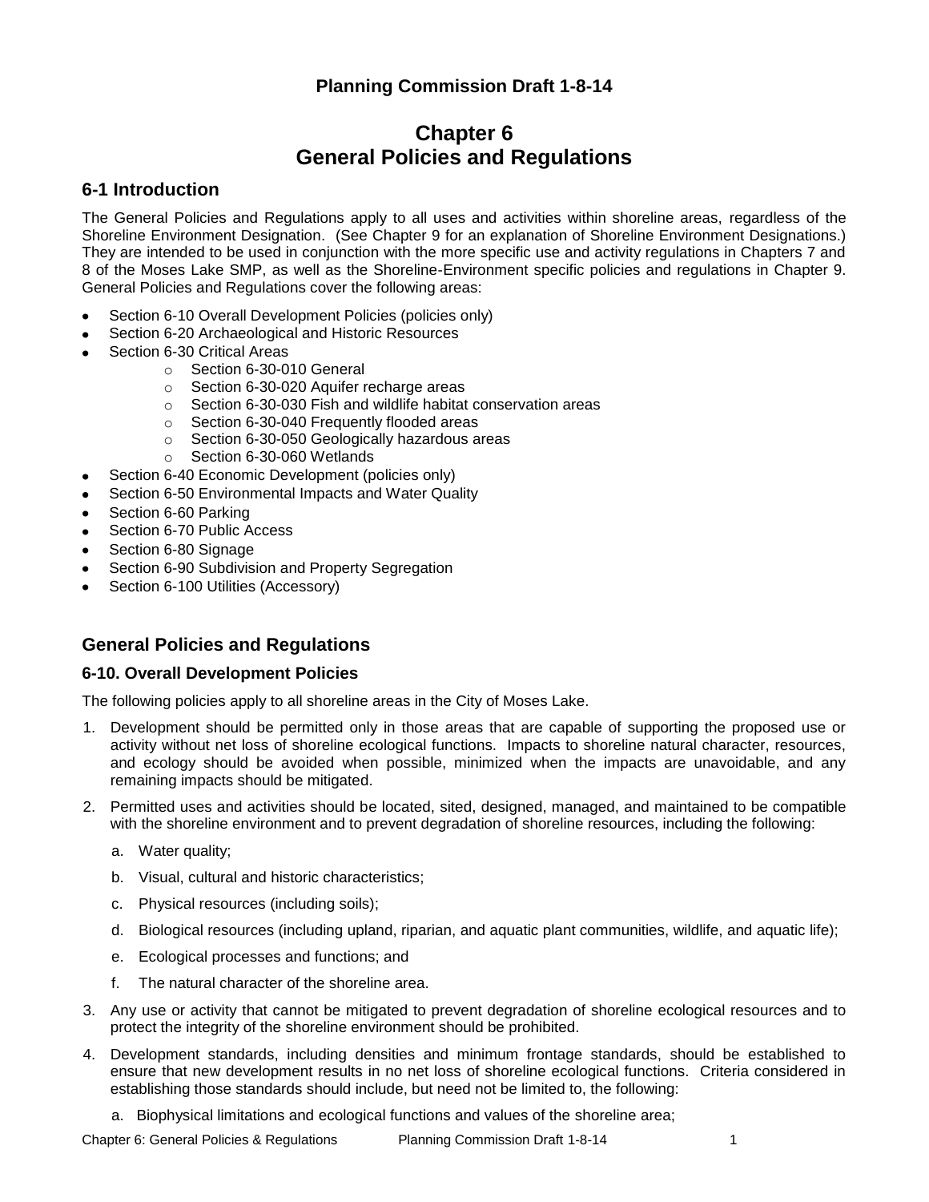**Planning Commission Draft 1-8-14**

# Chapter 6
# General Policies and Regulations

## 6-1 Introduction

The General Policies and Regulations apply to all uses and activities within shoreline areas, regardless of the Shoreline Environment Designation. (See Chapter 9 for an explanation of Shoreline Environment Designations.) They are intended to be used in conjunction with the more specific use and activity regulations in Chapters 7 and 8 of the Moses Lake SMP, as well as the Shoreline-Environment specific policies and regulations in Chapter 9. General Policies and Regulations cover the following areas:

- Section 6-10 Overall Development Policies (policies only)
- Section 6-20 Archaeological and Historic Resources
- Section 6-30 Critical Areas
  - Section 6-30-010 General
  - Section 6-30-020 Aquifer recharge areas
  - Section 6-30-030 Fish and wildlife habitat conservation areas
  - Section 6-30-040 Frequently flooded areas
  - Section 6-30-050 Geologically hazardous areas
  - Section 6-30-060 Wetlands
- Section 6-40 Economic Development (policies only)
- Section 6-50 Environmental Impacts and Water Quality
- Section 6-60 Parking
- Section 6-70 Public Access
- Section 6-80 Signage
- Section 6-90 Subdivision and Property Segregation
- Section 6-100 Utilities (Accessory)

## General Policies and Regulations

### 6-10. Overall Development Policies

The following policies apply to all shoreline areas in the City of Moses Lake.

1. Development should be permitted only in those areas that are capable of supporting the proposed use or activity without net loss of shoreline ecological functions. Impacts to shoreline natural character, resources, and ecology should be avoided when possible, minimized when the impacts are unavoidable, and any remaining impacts should be mitigated.
2. Permitted uses and activities should be located, sited, designed, managed, and maintained to be compatible with the shoreline environment and to prevent degradation of shoreline resources, including the following:
   a. Water quality;
   b. Visual, cultural and historic characteristics;
   c. Physical resources (including soils);
   d. Biological resources (including upland, riparian, and aquatic plant communities, wildlife, and aquatic life);
   e. Ecological processes and functions; and
   f. The natural character of the shoreline area.
3. Any use or activity that cannot be mitigated to prevent degradation of shoreline ecological resources and to protect the integrity of the shoreline environment should be prohibited.
4. Development standards, including densities and minimum frontage standards, should be established to ensure that new development results in no net loss of shoreline ecological functions. Criteria considered in establishing those standards should include, but need not be limited to, the following:
   a. Biophysical limitations and ecological functions and values of the shoreline area;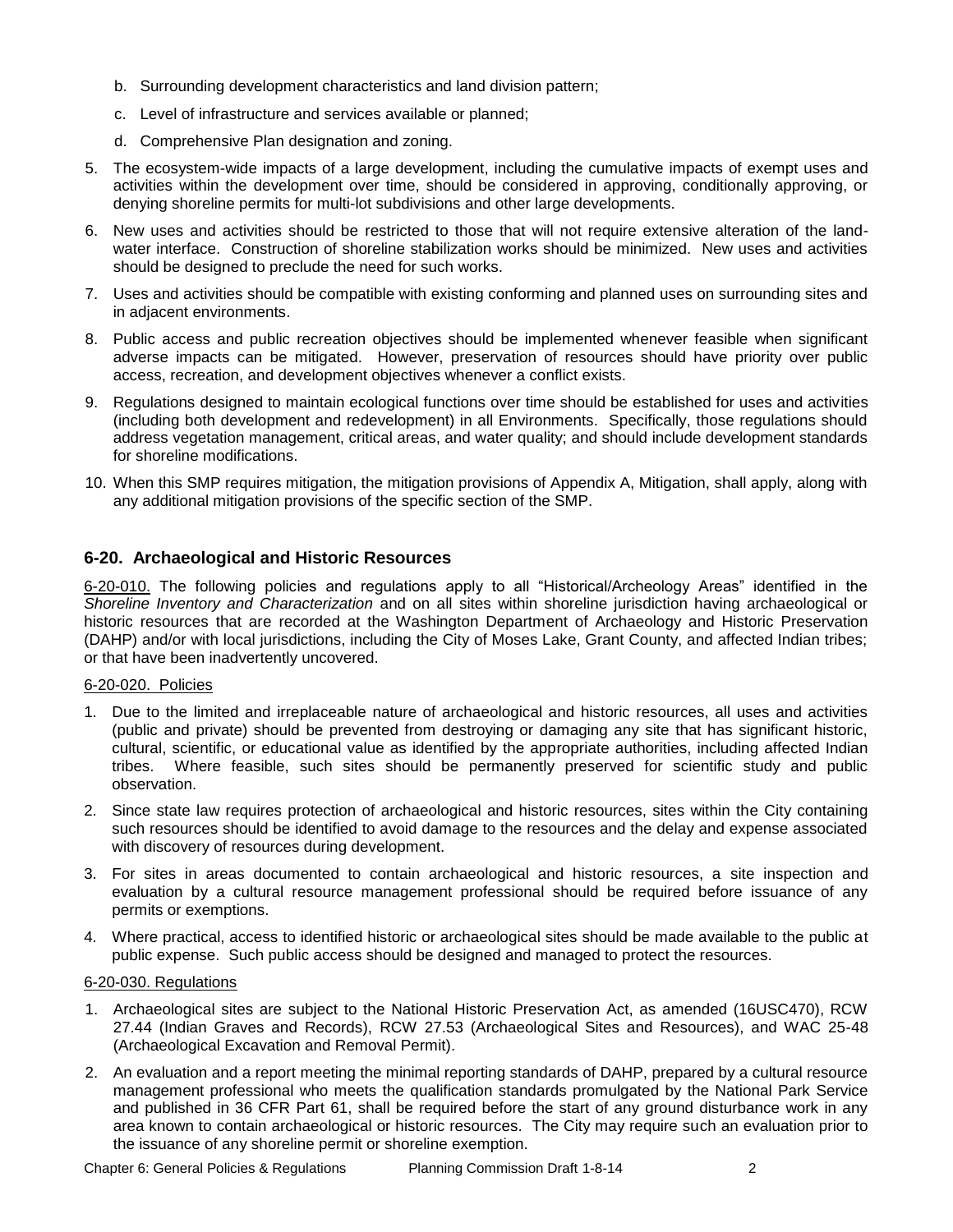b. Surrounding development characteristics and land division pattern;

c. Level of infrastructure and services available or planned;

d. Comprehensive Plan designation and zoning.

5. The ecosystem-wide impacts of a large development, including the cumulative impacts of exempt uses and activities within the development over time, should be considered in approving, conditionally approving, or denying shoreline permits for multi-lot subdivisions and other large developments.

6. New uses and activities should be restricted to those that will not require extensive alteration of the land-water interface. Construction of shoreline stabilization works should be minimized. New uses and activities should be designed to preclude the need for such works.

7. Uses and activities should be compatible with existing conforming and planned uses on surrounding sites and in adjacent environments.

8. Public access and public recreation objectives should be implemented whenever feasible when significant adverse impacts can be mitigated. However, preservation of resources should have priority over public access, recreation, and development objectives whenever a conflict exists.

9. Regulations designed to maintain ecological functions over time should be established for uses and activities (including both development and redevelopment) in all Environments. Specifically, those regulations should address vegetation management, critical areas, and water quality; and should include development standards for shoreline modifications.

10. When this SMP requires mitigation, the mitigation provisions of Appendix A, Mitigation, shall apply, along with any additional mitigation provisions of the specific section of the SMP.

## 6-20. Archaeological and Historic Resources

6-20-010. The following policies and regulations apply to all "Historical/Archeology Areas" identified in the *Shoreline Inventory and Characterization* and on all sites within shoreline jurisdiction having archaeological or historic resources that are recorded at the Washington Department of Archaeology and Historic Preservation (DAHP) and/or with local jurisdictions, including the City of Moses Lake, Grant County, and affected Indian tribes; or that have been inadvertently uncovered.

### 6-20-020. Policies

1. Due to the limited and irreplaceable nature of archaeological and historic resources, all uses and activities (public and private) should be prevented from destroying or damaging any site that has significant historic, cultural, scientific, or educational value as identified by the appropriate authorities, including affected Indian tribes. Where feasible, such sites should be permanently preserved for scientific study and public observation.

2. Since state law requires protection of archaeological and historic resources, sites within the City containing such resources should be identified to avoid damage to the resources and the delay and expense associated with discovery of resources during development.

3. For sites in areas documented to contain archaeological and historic resources, a site inspection and evaluation by a cultural resource management professional should be required before issuance of any permits or exemptions.

4. Where practical, access to identified historic or archaeological sites should be made available to the public at public expense. Such public access should be designed and managed to protect the resources.

### 6-20-030. Regulations

1. Archaeological sites are subject to the National Historic Preservation Act, as amended (16USC470), RCW 27.44 (Indian Graves and Records), RCW 27.53 (Archaeological Sites and Resources), and WAC 25-48 (Archaeological Excavation and Removal Permit).

2. An evaluation and a report meeting the minimal reporting standards of DAHP, prepared by a cultural resource management professional who meets the qualification standards promulgated by the National Park Service and published in 36 CFR Part 61, shall be required before the start of any ground disturbance work in any area known to contain archaeological or historic resources. The City may require such an evaluation prior to the issuance of any shoreline permit or shoreline exemption.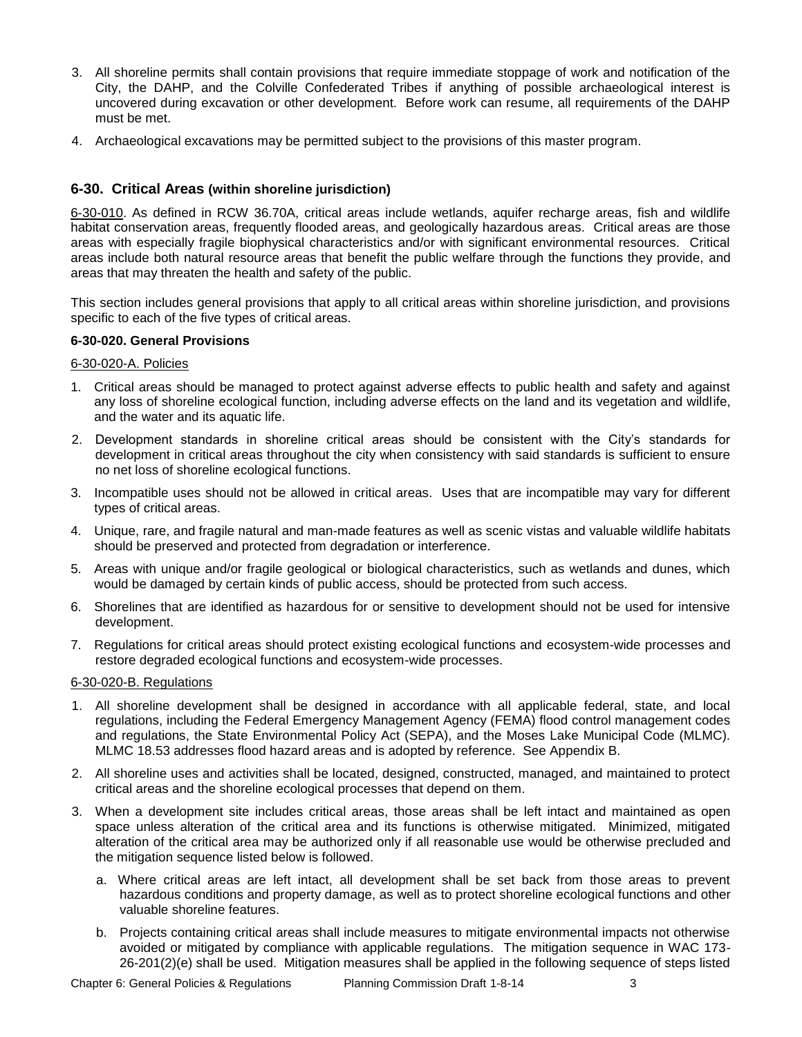3. All shoreline permits shall contain provisions that require immediate stoppage of work and notification of the City, the DAHP, and the Colville Confederated Tribes if anything of possible archaeological interest is uncovered during excavation or other development. Before work can resume, all requirements of the DAHP must be met.
4. Archaeological excavations may be permitted subject to the provisions of this master program.

## 6-30. Critical Areas (within shoreline jurisdiction)

6-30-010. As defined in RCW 36.70A, critical areas include wetlands, aquifer recharge areas, fish and wildlife habitat conservation areas, frequently flooded areas, and geologically hazardous areas. Critical areas are those areas with especially fragile biophysical characteristics and/or with significant environmental resources. Critical areas include both natural resource areas that benefit the public welfare through the functions they provide, and areas that may threaten the health and safety of the public.

This section includes general provisions that apply to all critical areas within shoreline jurisdiction, and provisions specific to each of the five types of critical areas.

### 6-30-020. General Provisions

6-30-020-A. Policies

1. Critical areas should be managed to protect against adverse effects to public health and safety and against any loss of shoreline ecological function, including adverse effects on the land and its vegetation and wildlife, and the water and its aquatic life.
2. Development standards in shoreline critical areas should be consistent with the City's standards for development in critical areas throughout the city when consistency with said standards is sufficient to ensure no net loss of shoreline ecological functions.
3. Incompatible uses should not be allowed in critical areas. Uses that are incompatible may vary for different types of critical areas.
4. Unique, rare, and fragile natural and man-made features as well as scenic vistas and valuable wildlife habitats should be preserved and protected from degradation or interference.
5. Areas with unique and/or fragile geological or biological characteristics, such as wetlands and dunes, which would be damaged by certain kinds of public access, should be protected from such access.
6. Shorelines that are identified as hazardous for or sensitive to development should not be used for intensive development.
7. Regulations for critical areas should protect existing ecological functions and ecosystem-wide processes and restore degraded ecological functions and ecosystem-wide processes.

6-30-020-B. Regulations

1. All shoreline development shall be designed in accordance with all applicable federal, state, and local regulations, including the Federal Emergency Management Agency (FEMA) flood control management codes and regulations, the State Environmental Policy Act (SEPA), and the Moses Lake Municipal Code (MLMC). MLMC 18.53 addresses flood hazard areas and is adopted by reference. See Appendix B.
2. All shoreline uses and activities shall be located, designed, constructed, managed, and maintained to protect critical areas and the shoreline ecological processes that depend on them.
3. When a development site includes critical areas, those areas shall be left intact and maintained as open space unless alteration of the critical area and its functions is otherwise mitigated. Minimized, mitigated alteration of the critical area may be authorized only if all reasonable use would be otherwise precluded and the mitigation sequence listed below is followed.
   a. Where critical areas are left intact, all development shall be set back from those areas to prevent hazardous conditions and property damage, as well as to protect shoreline ecological functions and other valuable shoreline features.
   b. Projects containing critical areas shall include measures to mitigate environmental impacts not otherwise avoided or mitigated by compliance with applicable regulations. The mitigation sequence in WAC 173-26-201(2)(e) shall be used. Mitigation measures shall be applied in the following sequence of steps listed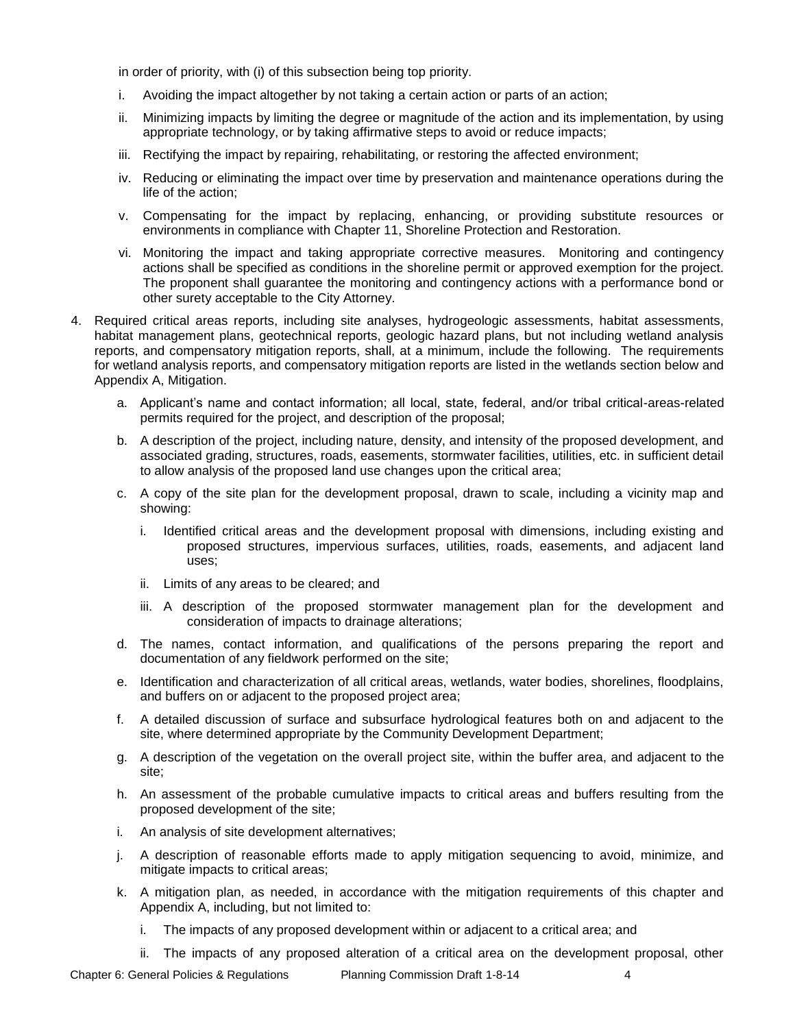in order of priority, with (i) of this subsection being top priority.

i. Avoiding the impact altogether by not taking a certain action or parts of an action;

ii. Minimizing impacts by limiting the degree or magnitude of the action and its implementation, by using appropriate technology, or by taking affirmative steps to avoid or reduce impacts;

iii. Rectifying the impact by repairing, rehabilitating, or restoring the affected environment;

iv. Reducing or eliminating the impact over time by preservation and maintenance operations during the life of the action;

v. Compensating for the impact by replacing, enhancing, or providing substitute resources or environments in compliance with Chapter 11, Shoreline Protection and Restoration.

vi. Monitoring the impact and taking appropriate corrective measures. Monitoring and contingency actions shall be specified as conditions in the shoreline permit or approved exemption for the project. The proponent shall guarantee the monitoring and contingency actions with a performance bond or other surety acceptable to the City Attorney.

4. Required critical areas reports, including site analyses, hydrogeologic assessments, habitat assessments, habitat management plans, geotechnical reports, geologic hazard plans, but not including wetland analysis reports, and compensatory mitigation reports, shall, at a minimum, include the following. The requirements for wetland analysis reports, and compensatory mitigation reports are listed in the wetlands section below and Appendix A, Mitigation.

   a. Applicant's name and contact information; all local, state, federal, and/or tribal critical-areas-related permits required for the project, and description of the proposal;

   b. A description of the project, including nature, density, and intensity of the proposed development, and associated grading, structures, roads, easements, stormwater facilities, utilities, etc. in sufficient detail to allow analysis of the proposed land use changes upon the critical area;

   c. A copy of the site plan for the development proposal, drawn to scale, including a vicinity map and showing:

      i. Identified critical areas and the development proposal with dimensions, including existing and proposed structures, impervious surfaces, utilities, roads, easements, and adjacent land uses;

      ii. Limits of any areas to be cleared; and

      iii. A description of the proposed stormwater management plan for the development and consideration of impacts to drainage alterations;

   d. The names, contact information, and qualifications of the persons preparing the report and documentation of any fieldwork performed on the site;

   e. Identification and characterization of all critical areas, wetlands, water bodies, shorelines, floodplains, and buffers on or adjacent to the proposed project area;

   f. A detailed discussion of surface and subsurface hydrological features both on and adjacent to the site, where determined appropriate by the Community Development Department;

   g. A description of the vegetation on the overall project site, within the buffer area, and adjacent to the site;

   h. An assessment of the probable cumulative impacts to critical areas and buffers resulting from the proposed development of the site;

   i. An analysis of site development alternatives;

   j. A description of reasonable efforts made to apply mitigation sequencing to avoid, minimize, and mitigate impacts to critical areas;

   k. A mitigation plan, as needed, in accordance with the mitigation requirements of this chapter and Appendix A, including, but not limited to:

      i. The impacts of any proposed development within or adjacent to a critical area; and

      ii. The impacts of any proposed alteration of a critical area on the development proposal, other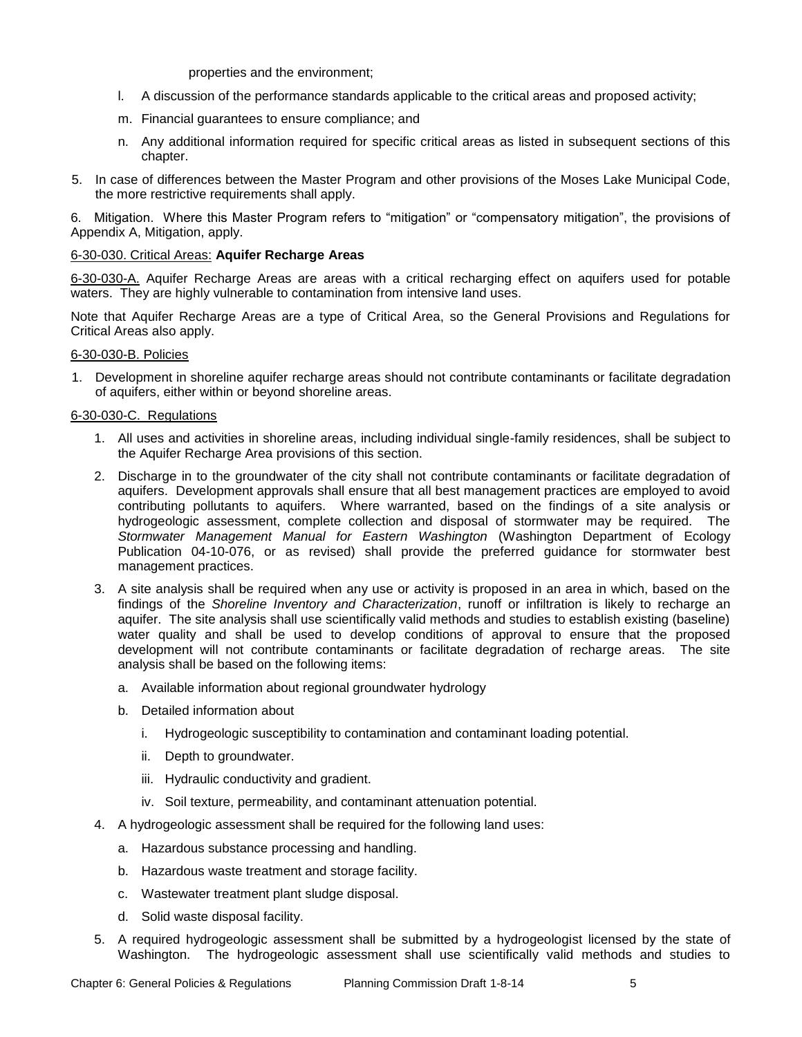properties and the environment;

l. A discussion of the performance standards applicable to the critical areas and proposed activity;

m. Financial guarantees to ensure compliance; and

n. Any additional information required for specific critical areas as listed in subsequent sections of this chapter.

5. In case of differences between the Master Program and other provisions of the Moses Lake Municipal Code, the more restrictive requirements shall apply.

6. Mitigation. Where this Master Program refers to "mitigation" or "compensatory mitigation", the provisions of Appendix A, Mitigation, apply.

6-30-030. Critical Areas: **Aquifer Recharge Areas**

6-30-030-A. Aquifer Recharge Areas are areas with a critical recharging effect on aquifers used for potable waters. They are highly vulnerable to contamination from intensive land uses.

Note that Aquifer Recharge Areas are a type of Critical Area, so the General Provisions and Regulations for Critical Areas also apply.

6-30-030-B. Policies

1. Development in shoreline aquifer recharge areas should not contribute contaminants or facilitate degradation of aquifers, either within or beyond shoreline areas.

6-30-030-C. Regulations

1. All uses and activities in shoreline areas, including individual single-family residences, shall be subject to the Aquifer Recharge Area provisions of this section.
2. Discharge in to the groundwater of the city shall not contribute contaminants or facilitate degradation of aquifers. Development approvals shall ensure that all best management practices are employed to avoid contributing pollutants to aquifers. Where warranted, based on the findings of a site analysis or hydrogeologic assessment, complete collection and disposal of stormwater may be required. The *Stormwater Management Manual for Eastern Washington* (Washington Department of Ecology Publication 04-10-076, or as revised) shall provide the preferred guidance for stormwater best management practices.
3. A site analysis shall be required when any use or activity is proposed in an area in which, based on the findings of the *Shoreline Inventory and Characterization*, runoff or infiltration is likely to recharge an aquifer. The site analysis shall use scientifically valid methods and studies to establish existing (baseline) water quality and shall be used to develop conditions of approval to ensure that the proposed development will not contribute contaminants or facilitate degradation of recharge areas. The site analysis shall be based on the following items:
   a. Available information about regional groundwater hydrology
   b. Detailed information about
      i. Hydrogeologic susceptibility to contamination and contaminant loading potential.
      ii. Depth to groundwater.
      iii. Hydraulic conductivity and gradient.
      iv. Soil texture, permeability, and contaminant attenuation potential.
4. A hydrogeologic assessment shall be required for the following land uses:
   a. Hazardous substance processing and handling.
   b. Hazardous waste treatment and storage facility.
   c. Wastewater treatment plant sludge disposal.
   d. Solid waste disposal facility.
5. A required hydrogeologic assessment shall be submitted by a hydrogeologist licensed by the state of Washington. The hydrogeologic assessment shall use scientifically valid methods and studies to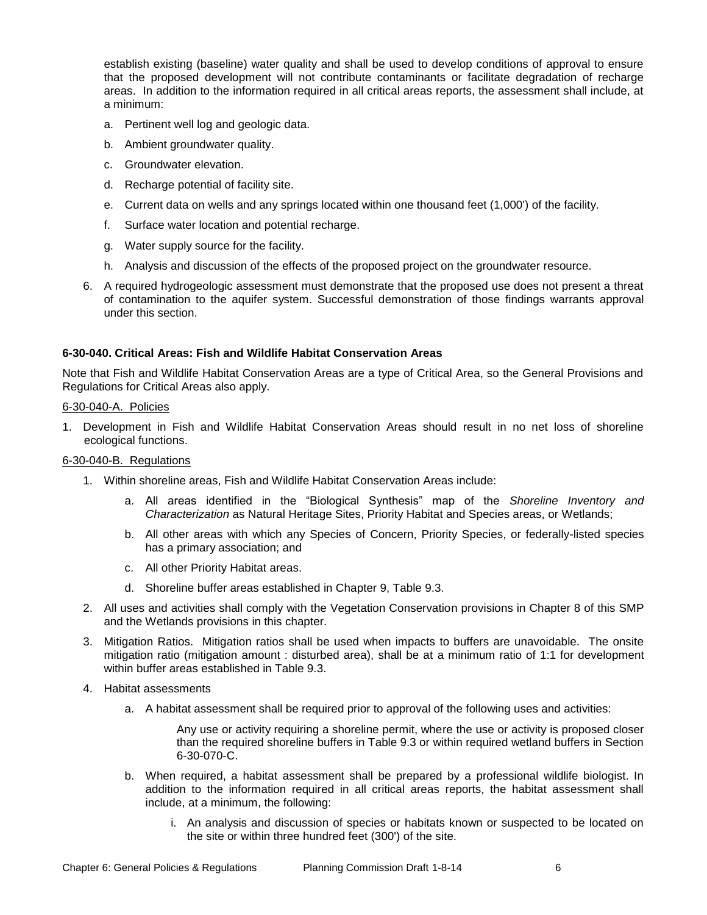establish existing (baseline) water quality and shall be used to develop conditions of approval to ensure that the proposed development will not contribute contaminants or facilitate degradation of recharge areas. In addition to the information required in all critical areas reports, the assessment shall include, at a minimum:

   a. Pertinent well log and geologic data.
   b. Ambient groundwater quality.
   c. Groundwater elevation.
   d. Recharge potential of facility site.
   e. Current data on wells and any springs located within one thousand feet (1,000') of the facility.
   f. Surface water location and potential recharge.
   g. Water supply source for the facility.
   h. Analysis and discussion of the effects of the proposed project on the groundwater resource.

6. A required hydrogeologic assessment must demonstrate that the proposed use does not present a threat of contamination to the aquifer system. Successful demonstration of those findings warrants approval under this section.

### 6-30-040. Critical Areas: Fish and Wildlife Habitat Conservation Areas

Note that Fish and Wildlife Habitat Conservation Areas are a type of Critical Area, so the General Provisions and Regulations for Critical Areas also apply.

6-30-040-A. Policies

1. Development in Fish and Wildlife Habitat Conservation Areas should result in no net loss of shoreline ecological functions.

6-30-040-B. Regulations

1. Within shoreline areas, Fish and Wildlife Habitat Conservation Areas include:
   a. All areas identified in the "Biological Synthesis" map of the *Shoreline Inventory and Characterization* as Natural Heritage Sites, Priority Habitat and Species areas, or Wetlands;
   b. All other areas with which any Species of Concern, Priority Species, or federally-listed species has a primary association; and
   c. All other Priority Habitat areas.
   d. Shoreline buffer areas established in Chapter 9, Table 9.3.
2. All uses and activities shall comply with the Vegetation Conservation provisions in Chapter 8 of this SMP and the Wetlands provisions in this chapter.
3. Mitigation Ratios. Mitigation ratios shall be used when impacts to buffers are unavoidable. The onsite mitigation ratio (mitigation amount : disturbed area), shall be at a minimum ratio of 1:1 for development within buffer areas established in Table 9.3.
4. Habitat assessments
   a. A habitat assessment shall be required prior to approval of the following uses and activities:

      Any use or activity requiring a shoreline permit, where the use or activity is proposed closer than the required shoreline buffers in Table 9.3 or within required wetland buffers in Section 6-30-070-C.

   b. When required, a habitat assessment shall be prepared by a professional wildlife biologist. In addition to the information required in all critical areas reports, the habitat assessment shall include, at a minimum, the following:
      i. An analysis and discussion of species or habitats known or suspected to be located on the site or within three hundred feet (300') of the site.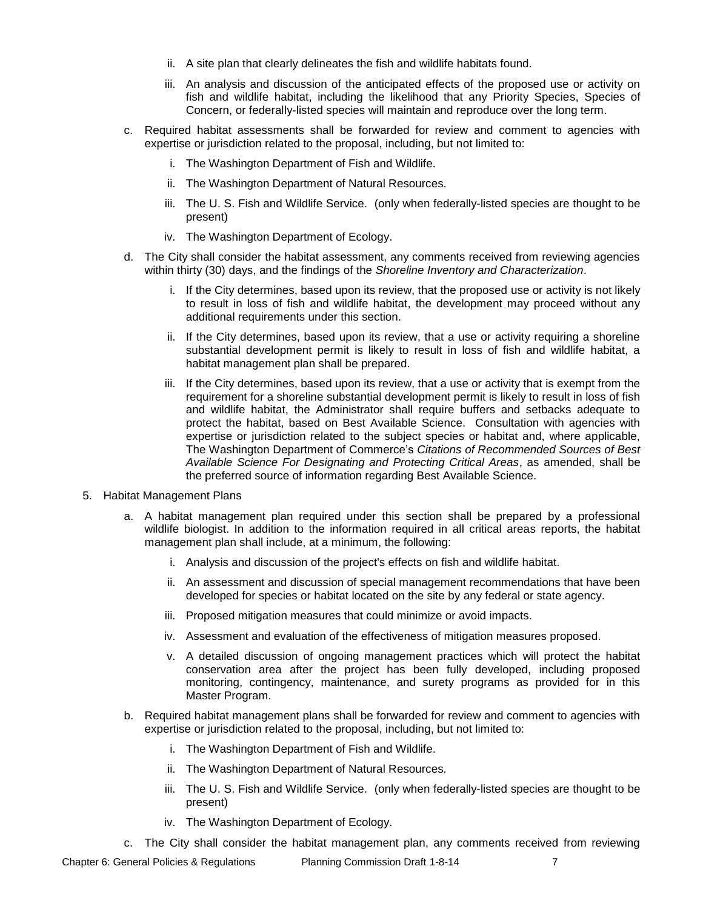ii. A site plan that clearly delineates the fish and wildlife habitats found.

iii. An analysis and discussion of the anticipated effects of the proposed use or activity on fish and wildlife habitat, including the likelihood that any Priority Species, Species of Concern, or federally-listed species will maintain and reproduce over the long term.

c. Required habitat assessments shall be forwarded for review and comment to agencies with expertise or jurisdiction related to the proposal, including, but not limited to:

   i. The Washington Department of Fish and Wildlife.

   ii. The Washington Department of Natural Resources.

   iii. The U. S. Fish and Wildlife Service. (only when federally-listed species are thought to be present)

   iv. The Washington Department of Ecology.

d. The City shall consider the habitat assessment, any comments received from reviewing agencies within thirty (30) days, and the findings of the *Shoreline Inventory and Characterization*.

   i. If the City determines, based upon its review, that the proposed use or activity is not likely to result in loss of fish and wildlife habitat, the development may proceed without any additional requirements under this section.

   ii. If the City determines, based upon its review, that a use or activity requiring a shoreline substantial development permit is likely to result in loss of fish and wildlife habitat, a habitat management plan shall be prepared.

   iii. If the City determines, based upon its review, that a use or activity that is exempt from the requirement for a shoreline substantial development permit is likely to result in loss of fish and wildlife habitat, the Administrator shall require buffers and setbacks adequate to protect the habitat, based on Best Available Science. Consultation with agencies with expertise or jurisdiction related to the subject species or habitat and, where applicable, The Washington Department of Commerce's *Citations of Recommended Sources of Best Available Science For Designating and Protecting Critical Areas*, as amended, shall be the preferred source of information regarding Best Available Science.

5. Habitat Management Plans

   a. A habitat management plan required under this section shall be prepared by a professional wildlife biologist. In addition to the information required in all critical areas reports, the habitat management plan shall include, at a minimum, the following:

      i. Analysis and discussion of the project's effects on fish and wildlife habitat.

      ii. An assessment and discussion of special management recommendations that have been developed for species or habitat located on the site by any federal or state agency.

      iii. Proposed mitigation measures that could minimize or avoid impacts.

      iv. Assessment and evaluation of the effectiveness of mitigation measures proposed.

      v. A detailed discussion of ongoing management practices which will protect the habitat conservation area after the project has been fully developed, including proposed monitoring, contingency, maintenance, and surety programs as provided for in this Master Program.

   b. Required habitat management plans shall be forwarded for review and comment to agencies with expertise or jurisdiction related to the proposal, including, but not limited to:

      i. The Washington Department of Fish and Wildlife.

      ii. The Washington Department of Natural Resources.

      iii. The U. S. Fish and Wildlife Service. (only when federally-listed species are thought to be present)

      iv. The Washington Department of Ecology.

   c. The City shall consider the habitat management plan, any comments received from reviewing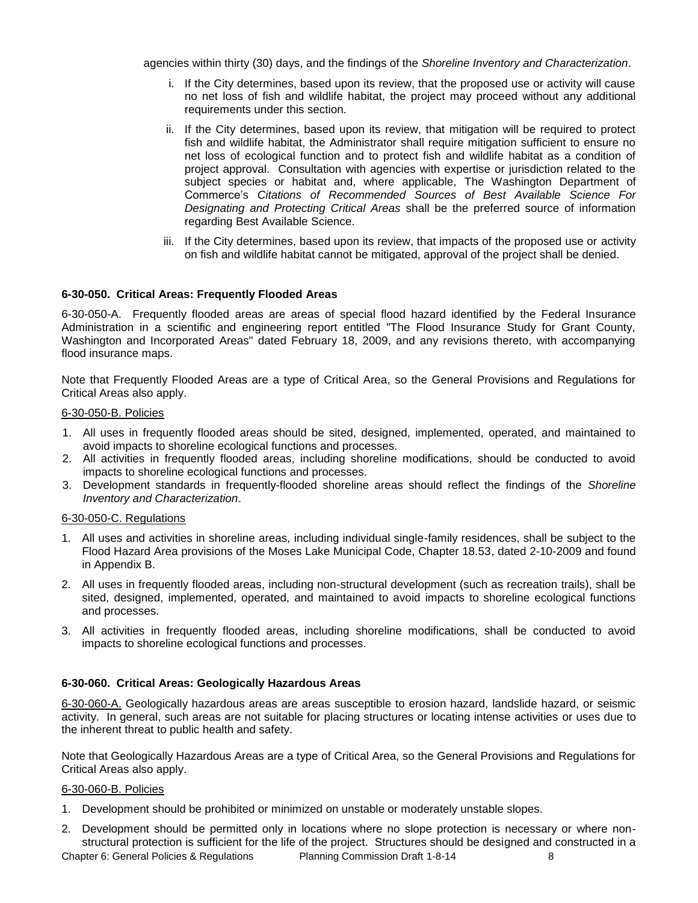agencies within thirty (30) days, and the findings of the *Shoreline Inventory and Characterization*.

i. If the City determines, based upon its review, that the proposed use or activity will cause no net loss of fish and wildlife habitat, the project may proceed without any additional requirements under this section.

ii. If the City determines, based upon its review, that mitigation will be required to protect fish and wildlife habitat, the Administrator shall require mitigation sufficient to ensure no net loss of ecological function and to protect fish and wildlife habitat as a condition of project approval. Consultation with agencies with expertise or jurisdiction related to the subject species or habitat and, where applicable, The Washington Department of Commerce's *Citations of Recommended Sources of Best Available Science For Designating and Protecting Critical Areas* shall be the preferred source of information regarding Best Available Science.

iii. If the City determines, based upon its review, that impacts of the proposed use or activity on fish and wildlife habitat cannot be mitigated, approval of the project shall be denied.

### 6-30-050. Critical Areas: Frequently Flooded Areas

6-30-050-A. Frequently flooded areas are areas of special flood hazard identified by the Federal Insurance Administration in a scientific and engineering report entitled "The Flood Insurance Study for Grant County, Washington and Incorporated Areas" dated February 18, 2009, and any revisions thereto, with accompanying flood insurance maps.

Note that Frequently Flooded Areas are a type of Critical Area, so the General Provisions and Regulations for Critical Areas also apply.

<u>6-30-050-B. Policies</u>

1. All uses in frequently flooded areas should be sited, designed, implemented, operated, and maintained to avoid impacts to shoreline ecological functions and processes.
2. All activities in frequently flooded areas, including shoreline modifications, should be conducted to avoid impacts to shoreline ecological functions and processes.
3. Development standards in frequently-flooded shoreline areas should reflect the findings of the *Shoreline Inventory and Characterization*.

<u>6-30-050-C. Regulations</u>

1. All uses and activities in shoreline areas, including individual single-family residences, shall be subject to the Flood Hazard Area provisions of the Moses Lake Municipal Code, Chapter 18.53, dated 2-10-2009 and found in Appendix B.
2. All uses in frequently flooded areas, including non-structural development (such as recreation trails), shall be sited, designed, implemented, operated, and maintained to avoid impacts to shoreline ecological functions and processes.
3. All activities in frequently flooded areas, including shoreline modifications, shall be conducted to avoid impacts to shoreline ecological functions and processes.

### 6-30-060. Critical Areas: Geologically Hazardous Areas

<u>6-30-060-A.</u> Geologically hazardous areas are areas susceptible to erosion hazard, landslide hazard, or seismic activity. In general, such areas are not suitable for placing structures or locating intense activities or uses due to the inherent threat to public health and safety.

Note that Geologically Hazardous Areas are a type of Critical Area, so the General Provisions and Regulations for Critical Areas also apply.

<u>6-30-060-B. Policies</u>

1. Development should be prohibited or minimized on unstable or moderately unstable slopes.
2. Development should be permitted only in locations where no slope protection is necessary or where non-structural protection is sufficient for the life of the project. Structures should be designed and constructed in a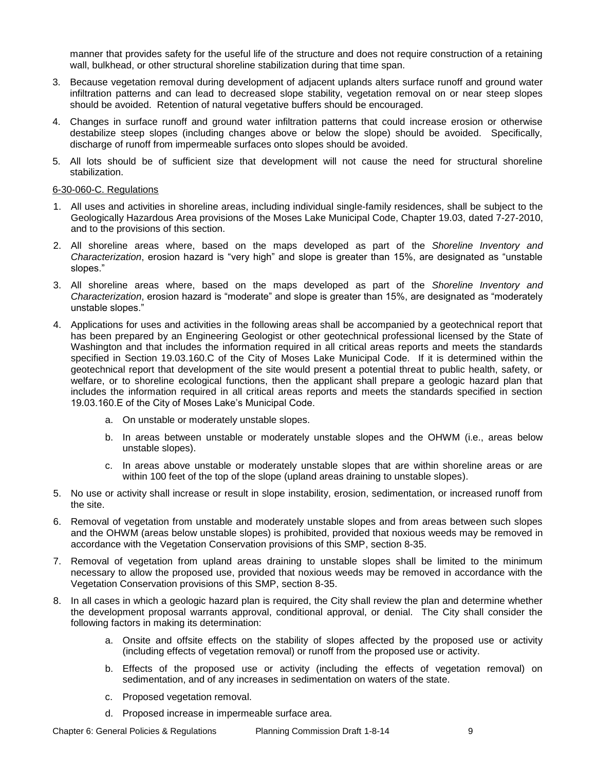manner that provides safety for the useful life of the structure and does not require construction of a retaining wall, bulkhead, or other structural shoreline stabilization during that time span.

3. Because vegetation removal during development of adjacent uplands alters surface runoff and ground water infiltration patterns and can lead to decreased slope stability, vegetation removal on or near steep slopes should be avoided. Retention of natural vegetative buffers should be encouraged.

4. Changes in surface runoff and ground water infiltration patterns that could increase erosion or otherwise destabilize steep slopes (including changes above or below the slope) should be avoided. Specifically, discharge of runoff from impermeable surfaces onto slopes should be avoided.

5. All lots should be of sufficient size that development will not cause the need for structural shoreline stabilization.

6-30-060-C. Regulations

1. All uses and activities in shoreline areas, including individual single-family residences, shall be subject to the Geologically Hazardous Area provisions of the Moses Lake Municipal Code, Chapter 19.03, dated 7-27-2010, and to the provisions of this section.

2. All shoreline areas where, based on the maps developed as part of the *Shoreline Inventory and Characterization*, erosion hazard is "very high" and slope is greater than 15%, are designated as "unstable slopes."

3. All shoreline areas where, based on the maps developed as part of the *Shoreline Inventory and Characterization*, erosion hazard is "moderate" and slope is greater than 15%, are designated as "moderately unstable slopes."

4. Applications for uses and activities in the following areas shall be accompanied by a geotechnical report that has been prepared by an Engineering Geologist or other geotechnical professional licensed by the State of Washington and that includes the information required in all critical areas reports and meets the standards specified in Section 19.03.160.C of the City of Moses Lake Municipal Code. If it is determined within the geotechnical report that development of the site would present a potential threat to public health, safety, or welfare, or to shoreline ecological functions, then the applicant shall prepare a geologic hazard plan that includes the information required in all critical areas reports and meets the standards specified in section 19.03.160.E of the City of Moses Lake's Municipal Code.
   a. On unstable or moderately unstable slopes.
   b. In areas between unstable or moderately unstable slopes and the OHWM (i.e., areas below unstable slopes).
   c. In areas above unstable or moderately unstable slopes that are within shoreline areas or are within 100 feet of the top of the slope (upland areas draining to unstable slopes).

5. No use or activity shall increase or result in slope instability, erosion, sedimentation, or increased runoff from the site.

6. Removal of vegetation from unstable and moderately unstable slopes and from areas between such slopes and the OHWM (areas below unstable slopes) is prohibited, provided that noxious weeds may be removed in accordance with the Vegetation Conservation provisions of this SMP, section 8-35.

7. Removal of vegetation from upland areas draining to unstable slopes shall be limited to the minimum necessary to allow the proposed use, provided that noxious weeds may be removed in accordance with the Vegetation Conservation provisions of this SMP, section 8-35.

8. In all cases in which a geologic hazard plan is required, the City shall review the plan and determine whether the development proposal warrants approval, conditional approval, or denial. The City shall consider the following factors in making its determination:
   a. Onsite and offsite effects on the stability of slopes affected by the proposed use or activity (including effects of vegetation removal) or runoff from the proposed use or activity.
   b. Effects of the proposed use or activity (including the effects of vegetation removal) on sedimentation, and of any increases in sedimentation on waters of the state.
   c. Proposed vegetation removal.
   d. Proposed increase in impermeable surface area.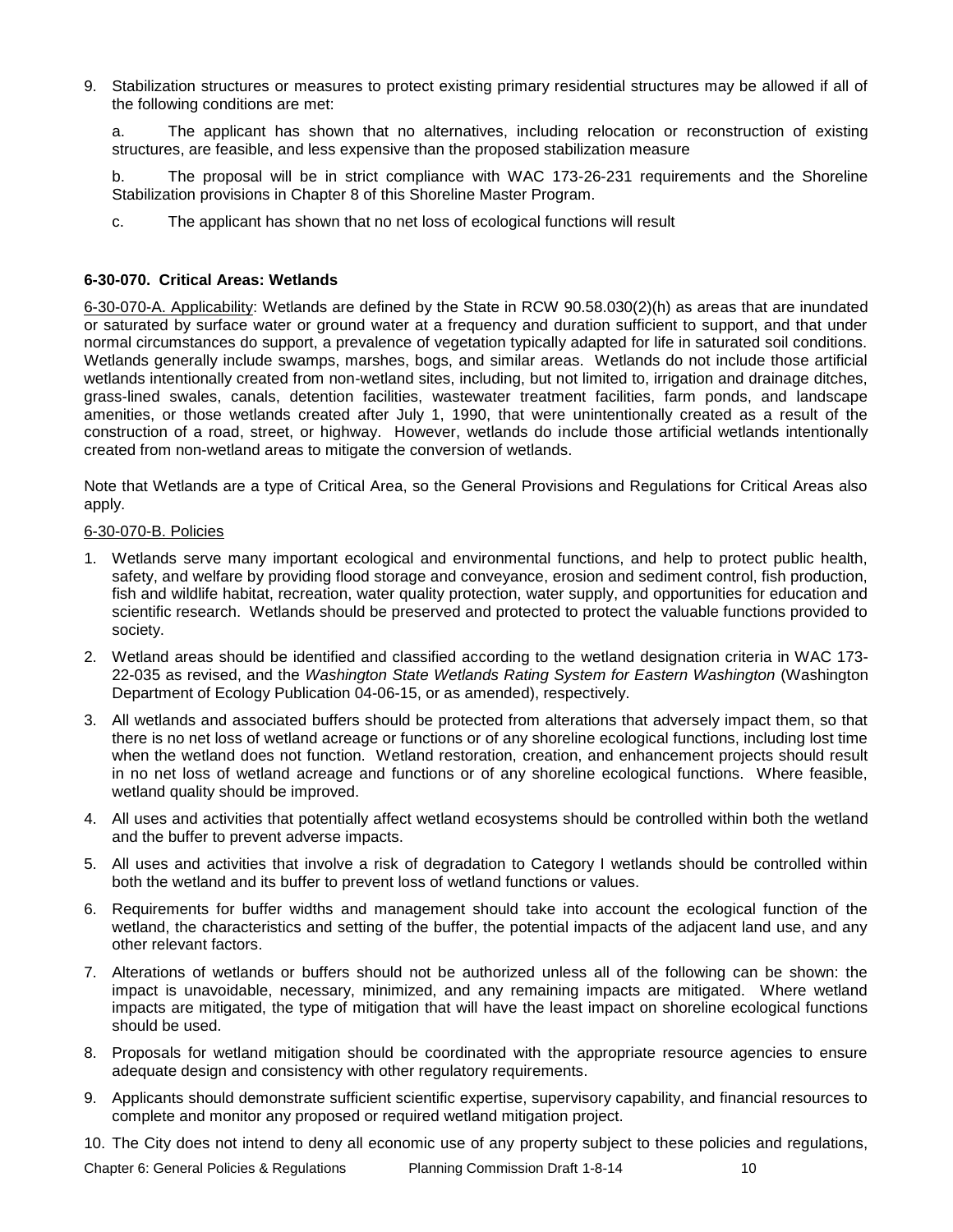9. Stabilization structures or measures to protect existing primary residential structures may be allowed if all of the following conditions are met:

   a. The applicant has shown that no alternatives, including relocation or reconstruction of existing structures, are feasible, and less expensive than the proposed stabilization measure

   b. The proposal will be in strict compliance with WAC 173-26-231 requirements and the Shoreline Stabilization provisions in Chapter 8 of this Shoreline Master Program.

   c. The applicant has shown that no net loss of ecological functions will result

**6-30-070. Critical Areas: Wetlands**

6-30-070-A. Applicability: Wetlands are defined by the State in RCW 90.58.030(2)(h) as areas that are inundated or saturated by surface water or ground water at a frequency and duration sufficient to support, and that under normal circumstances do support, a prevalence of vegetation typically adapted for life in saturated soil conditions. Wetlands generally include swamps, marshes, bogs, and similar areas. Wetlands do not include those artificial wetlands intentionally created from non-wetland sites, including, but not limited to, irrigation and drainage ditches, grass-lined swales, canals, detention facilities, wastewater treatment facilities, farm ponds, and landscape amenities, or those wetlands created after July 1, 1990, that were unintentionally created as a result of the construction of a road, street, or highway. However, wetlands do include those artificial wetlands intentionally created from non-wetland areas to mitigate the conversion of wetlands.

Note that Wetlands are a type of Critical Area, so the General Provisions and Regulations for Critical Areas also apply.

6-30-070-B. Policies

1. Wetlands serve many important ecological and environmental functions, and help to protect public health, safety, and welfare by providing flood storage and conveyance, erosion and sediment control, fish production, fish and wildlife habitat, recreation, water quality protection, water supply, and opportunities for education and scientific research. Wetlands should be preserved and protected to protect the valuable functions provided to society.
2. Wetland areas should be identified and classified according to the wetland designation criteria in WAC 173-22-035 as revised, and the *Washington State Wetlands Rating System for Eastern Washington* (Washington Department of Ecology Publication 04-06-15, or as amended), respectively.
3. All wetlands and associated buffers should be protected from alterations that adversely impact them, so that there is no net loss of wetland acreage or functions or of any shoreline ecological functions, including lost time when the wetland does not function. Wetland restoration, creation, and enhancement projects should result in no net loss of wetland acreage and functions or of any shoreline ecological functions. Where feasible, wetland quality should be improved.
4. All uses and activities that potentially affect wetland ecosystems should be controlled within both the wetland and the buffer to prevent adverse impacts.
5. All uses and activities that involve a risk of degradation to Category I wetlands should be controlled within both the wetland and its buffer to prevent loss of wetland functions or values.
6. Requirements for buffer widths and management should take into account the ecological function of the wetland, the characteristics and setting of the buffer, the potential impacts of the adjacent land use, and any other relevant factors.
7. Alterations of wetlands or buffers should not be authorized unless all of the following can be shown: the impact is unavoidable, necessary, minimized, and any remaining impacts are mitigated. Where wetland impacts are mitigated, the type of mitigation that will have the least impact on shoreline ecological functions should be used.
8. Proposals for wetland mitigation should be coordinated with the appropriate resource agencies to ensure adequate design and consistency with other regulatory requirements.
9. Applicants should demonstrate sufficient scientific expertise, supervisory capability, and financial resources to complete and monitor any proposed or required wetland mitigation project.
10. The City does not intend to deny all economic use of any property subject to these policies and regulations,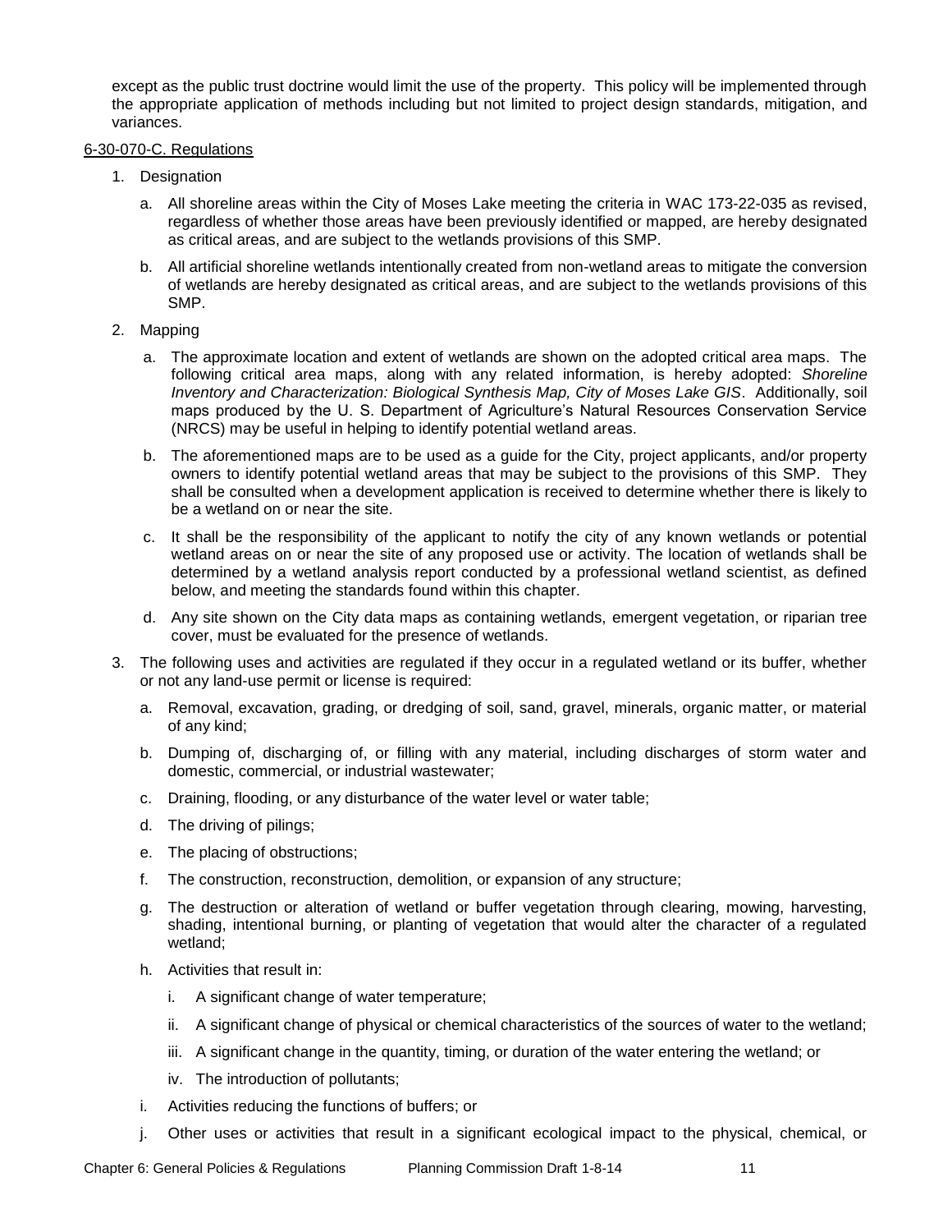except as the public trust doctrine would limit the use of the property. This policy will be implemented through the appropriate application of methods including but not limited to project design standards, mitigation, and variances.

6-30-070-C. Regulations

1. Designation

   a. All shoreline areas within the City of Moses Lake meeting the criteria in WAC 173-22-035 as revised, regardless of whether those areas have been previously identified or mapped, are hereby designated as critical areas, and are subject to the wetlands provisions of this SMP.

   b. All artificial shoreline wetlands intentionally created from non-wetland areas to mitigate the conversion of wetlands are hereby designated as critical areas, and are subject to the wetlands provisions of this SMP.

2. Mapping

   a. The approximate location and extent of wetlands are shown on the adopted critical area maps. The following critical area maps, along with any related information, is hereby adopted: *Shoreline Inventory and Characterization: Biological Synthesis Map, City of Moses Lake GIS*. Additionally, soil maps produced by the U. S. Department of Agriculture's Natural Resources Conservation Service (NRCS) may be useful in helping to identify potential wetland areas.

   b. The aforementioned maps are to be used as a guide for the City, project applicants, and/or property owners to identify potential wetland areas that may be subject to the provisions of this SMP. They shall be consulted when a development application is received to determine whether there is likely to be a wetland on or near the site.

   c. It shall be the responsibility of the applicant to notify the city of any known wetlands or potential wetland areas on or near the site of any proposed use or activity. The location of wetlands shall be determined by a wetland analysis report conducted by a professional wetland scientist, as defined below, and meeting the standards found within this chapter.

   d. Any site shown on the City data maps as containing wetlands, emergent vegetation, or riparian tree cover, must be evaluated for the presence of wetlands.

3. The following uses and activities are regulated if they occur in a regulated wetland or its buffer, whether or not any land-use permit or license is required:

   a. Removal, excavation, grading, or dredging of soil, sand, gravel, minerals, organic matter, or material of any kind;

   b. Dumping of, discharging of, or filling with any material, including discharges of storm water and domestic, commercial, or industrial wastewater;

   c. Draining, flooding, or any disturbance of the water level or water table;

   d. The driving of pilings;

   e. The placing of obstructions;

   f. The construction, reconstruction, demolition, or expansion of any structure;

   g. The destruction or alteration of wetland or buffer vegetation through clearing, mowing, harvesting, shading, intentional burning, or planting of vegetation that would alter the character of a regulated wetland;

   h. Activities that result in:

      i. A significant change of water temperature;

      ii. A significant change of physical or chemical characteristics of the sources of water to the wetland;

      iii. A significant change in the quantity, timing, or duration of the water entering the wetland; or

      iv. The introduction of pollutants;

   i. Activities reducing the functions of buffers; or

   j. Other uses or activities that result in a significant ecological impact to the physical, chemical, or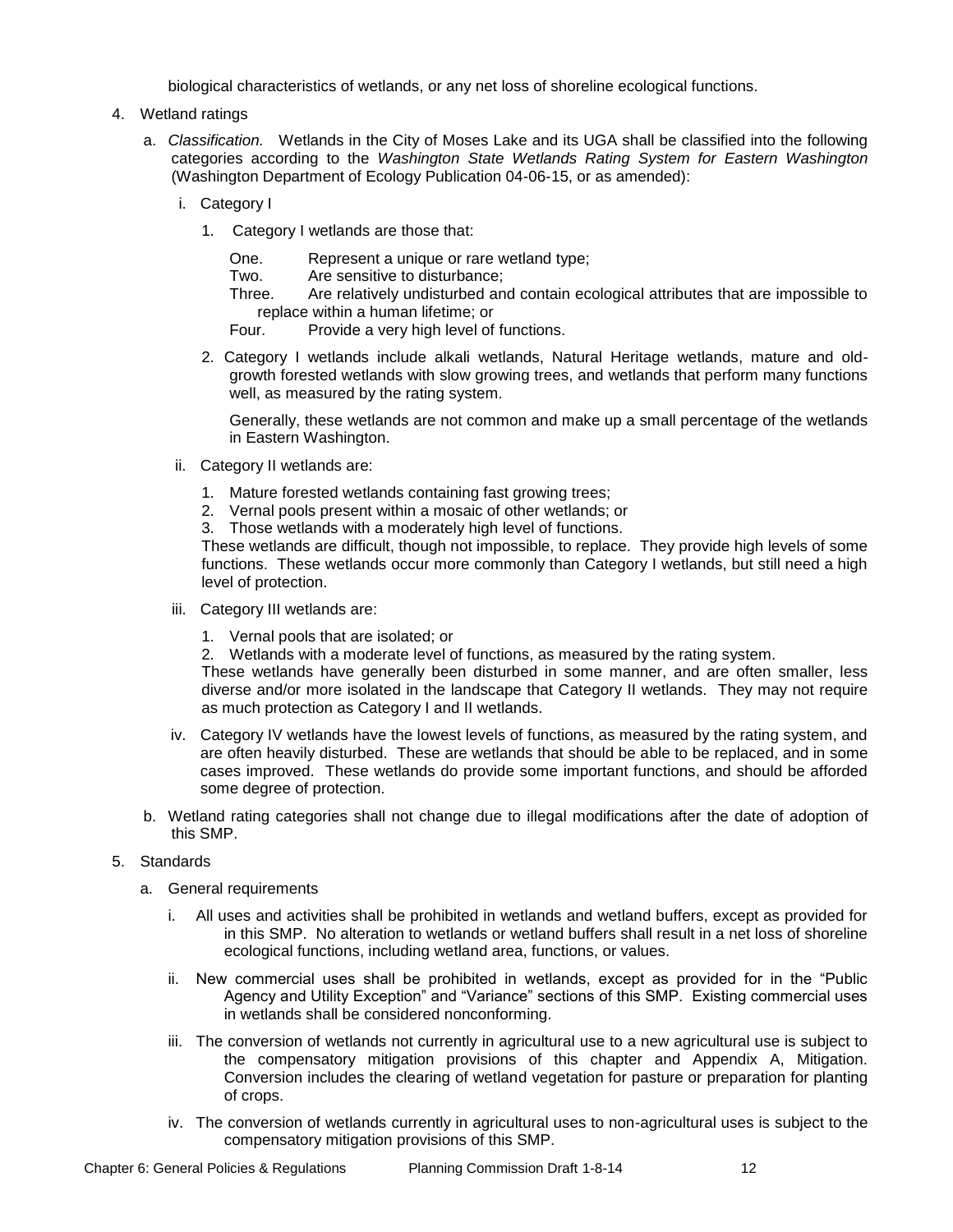biological characteristics of wetlands, or any net loss of shoreline ecological functions.

4. Wetland ratings

   a. *Classification.* Wetlands in the City of Moses Lake and its UGA shall be classified into the following categories according to the *Washington State Wetlands Rating System for Eastern Washington* (Washington Department of Ecology Publication 04-06-15, or as amended):

      i. Category I

         1. Category I wetlands are those that:

            One. Represent a unique or rare wetland type;

            Two. Are sensitive to disturbance;

            Three. Are relatively undisturbed and contain ecological attributes that are impossible to replace within a human lifetime; or

            Four. Provide a very high level of functions.

         2. Category I wetlands include alkali wetlands, Natural Heritage wetlands, mature and old-growth forested wetlands with slow growing trees, and wetlands that perform many functions well, as measured by the rating system.

            Generally, these wetlands are not common and make up a small percentage of the wetlands in Eastern Washington.

      ii. Category II wetlands are:

         1. Mature forested wetlands containing fast growing trees;
         2. Vernal pools present within a mosaic of other wetlands; or
         3. Those wetlands with a moderately high level of functions.

         These wetlands are difficult, though not impossible, to replace. They provide high levels of some functions. These wetlands occur more commonly than Category I wetlands, but still need a high level of protection.

      iii. Category III wetlands are:

         1. Vernal pools that are isolated; or
         2. Wetlands with a moderate level of functions, as measured by the rating system.

         These wetlands have generally been disturbed in some manner, and are often smaller, less diverse and/or more isolated in the landscape that Category II wetlands. They may not require as much protection as Category I and II wetlands.

      iv. Category IV wetlands have the lowest levels of functions, as measured by the rating system, and are often heavily disturbed. These are wetlands that should be able to be replaced, and in some cases improved. These wetlands do provide some important functions, and should be afforded some degree of protection.

   b. Wetland rating categories shall not change due to illegal modifications after the date of adoption of this SMP.

5. Standards

   a. General requirements

      i. All uses and activities shall be prohibited in wetlands and wetland buffers, except as provided for in this SMP. No alteration to wetlands or wetland buffers shall result in a net loss of shoreline ecological functions, including wetland area, functions, or values.

      ii. New commercial uses shall be prohibited in wetlands, except as provided for in the "Public Agency and Utility Exception" and "Variance" sections of this SMP. Existing commercial uses in wetlands shall be considered nonconforming.

      iii. The conversion of wetlands not currently in agricultural use to a new agricultural use is subject to the compensatory mitigation provisions of this chapter and Appendix A, Mitigation. Conversion includes the clearing of wetland vegetation for pasture or preparation for planting of crops.

      iv. The conversion of wetlands currently in agricultural uses to non-agricultural uses is subject to the compensatory mitigation provisions of this SMP.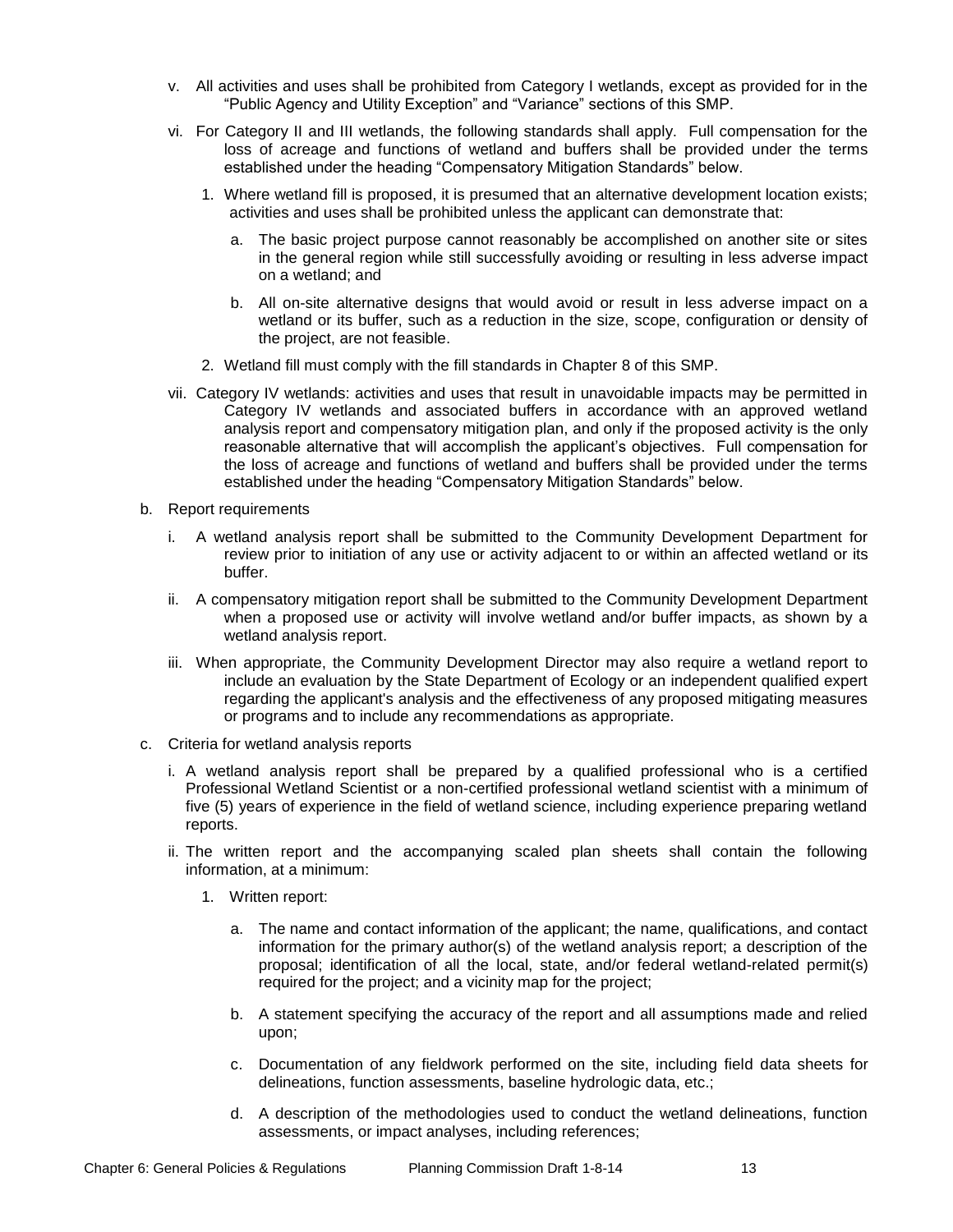v. All activities and uses shall be prohibited from Category I wetlands, except as provided for in the "Public Agency and Utility Exception" and "Variance" sections of this SMP.

vi. For Category II and III wetlands, the following standards shall apply. Full compensation for the loss of acreage and functions of wetland and buffers shall be provided under the terms established under the heading "Compensatory Mitigation Standards" below.

   1. Where wetland fill is proposed, it is presumed that an alternative development location exists; activities and uses shall be prohibited unless the applicant can demonstrate that:

      a. The basic project purpose cannot reasonably be accomplished on another site or sites in the general region while still successfully avoiding or resulting in less adverse impact on a wetland; and

      b. All on-site alternative designs that would avoid or result in less adverse impact on a wetland or its buffer, such as a reduction in the size, scope, configuration or density of the project, are not feasible.

   2. Wetland fill must comply with the fill standards in Chapter 8 of this SMP.

vii. Category IV wetlands: activities and uses that result in unavoidable impacts may be permitted in Category IV wetlands and associated buffers in accordance with an approved wetland analysis report and compensatory mitigation plan, and only if the proposed activity is the only reasonable alternative that will accomplish the applicant's objectives. Full compensation for the loss of acreage and functions of wetland and buffers shall be provided under the terms established under the heading "Compensatory Mitigation Standards" below.

b. Report requirements

   i. A wetland analysis report shall be submitted to the Community Development Department for review prior to initiation of any use or activity adjacent to or within an affected wetland or its buffer.

   ii. A compensatory mitigation report shall be submitted to the Community Development Department when a proposed use or activity will involve wetland and/or buffer impacts, as shown by a wetland analysis report.

   iii. When appropriate, the Community Development Director may also require a wetland report to include an evaluation by the State Department of Ecology or an independent qualified expert regarding the applicant's analysis and the effectiveness of any proposed mitigating measures or programs and to include any recommendations as appropriate.

c. Criteria for wetland analysis reports

   i. A wetland analysis report shall be prepared by a qualified professional who is a certified Professional Wetland Scientist or a non-certified professional wetland scientist with a minimum of five (5) years of experience in the field of wetland science, including experience preparing wetland reports.

   ii. The written report and the accompanying scaled plan sheets shall contain the following information, at a minimum:

      1. Written report:

         a. The name and contact information of the applicant; the name, qualifications, and contact information for the primary author(s) of the wetland analysis report; a description of the proposal; identification of all the local, state, and/or federal wetland-related permit(s) required for the project; and a vicinity map for the project;

         b. A statement specifying the accuracy of the report and all assumptions made and relied upon;

         c. Documentation of any fieldwork performed on the site, including field data sheets for delineations, function assessments, baseline hydrologic data, etc.;

         d. A description of the methodologies used to conduct the wetland delineations, function assessments, or impact analyses, including references;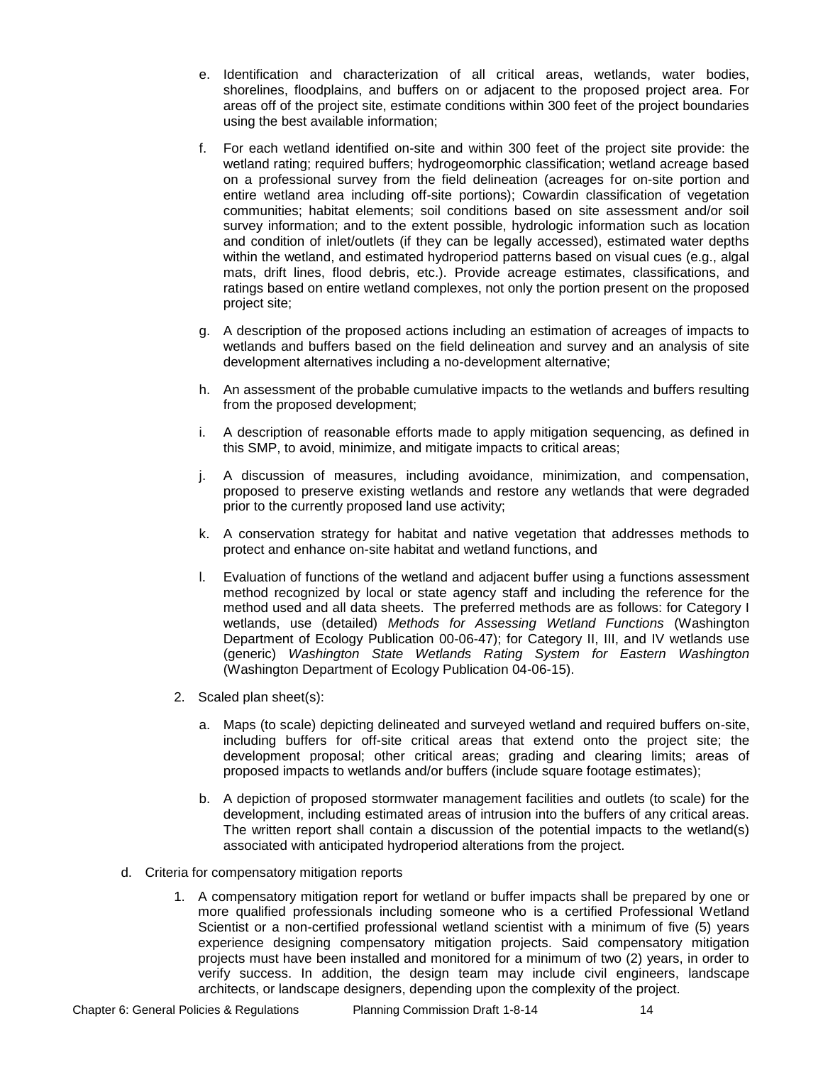e. Identification and characterization of all critical areas, wetlands, water bodies, shorelines, floodplains, and buffers on or adjacent to the proposed project area. For areas off of the project site, estimate conditions within 300 feet of the project boundaries using the best available information;

f. For each wetland identified on-site and within 300 feet of the project site provide: the wetland rating; required buffers; hydrogeomorphic classification; wetland acreage based on a professional survey from the field delineation (acreages for on-site portion and entire wetland area including off-site portions); Cowardin classification of vegetation communities; habitat elements; soil conditions based on site assessment and/or soil survey information; and to the extent possible, hydrologic information such as location and condition of inlet/outlets (if they can be legally accessed), estimated water depths within the wetland, and estimated hydroperiod patterns based on visual cues (e.g., algal mats, drift lines, flood debris, etc.). Provide acreage estimates, classifications, and ratings based on entire wetland complexes, not only the portion present on the proposed project site;

g. A description of the proposed actions including an estimation of acreages of impacts to wetlands and buffers based on the field delineation and survey and an analysis of site development alternatives including a no-development alternative;

h. An assessment of the probable cumulative impacts to the wetlands and buffers resulting from the proposed development;

i. A description of reasonable efforts made to apply mitigation sequencing, as defined in this SMP, to avoid, minimize, and mitigate impacts to critical areas;

j. A discussion of measures, including avoidance, minimization, and compensation, proposed to preserve existing wetlands and restore any wetlands that were degraded prior to the currently proposed land use activity;

k. A conservation strategy for habitat and native vegetation that addresses methods to protect and enhance on-site habitat and wetland functions, and

l. Evaluation of functions of the wetland and adjacent buffer using a functions assessment method recognized by local or state agency staff and including the reference for the method used and all data sheets. The preferred methods are as follows: for Category I wetlands, use (detailed) *Methods for Assessing Wetland Functions* (Washington Department of Ecology Publication 00-06-47); for Category II, III, and IV wetlands use (generic) *Washington State Wetlands Rating System for Eastern Washington* (Washington Department of Ecology Publication 04-06-15).

2. Scaled plan sheet(s):

   a. Maps (to scale) depicting delineated and surveyed wetland and required buffers on-site, including buffers for off-site critical areas that extend onto the project site; the development proposal; other critical areas; grading and clearing limits; areas of proposed impacts to wetlands and/or buffers (include square footage estimates);

   b. A depiction of proposed stormwater management facilities and outlets (to scale) for the development, including estimated areas of intrusion into the buffers of any critical areas. The written report shall contain a discussion of the potential impacts to the wetland(s) associated with anticipated hydroperiod alterations from the project.

d. Criteria for compensatory mitigation reports

1. A compensatory mitigation report for wetland or buffer impacts shall be prepared by one or more qualified professionals including someone who is a certified Professional Wetland Scientist or a non-certified professional wetland scientist with a minimum of five (5) years experience designing compensatory mitigation projects. Said compensatory mitigation projects must have been installed and monitored for a minimum of two (2) years, in order to verify success. In addition, the design team may include civil engineers, landscape architects, or landscape designers, depending upon the complexity of the project.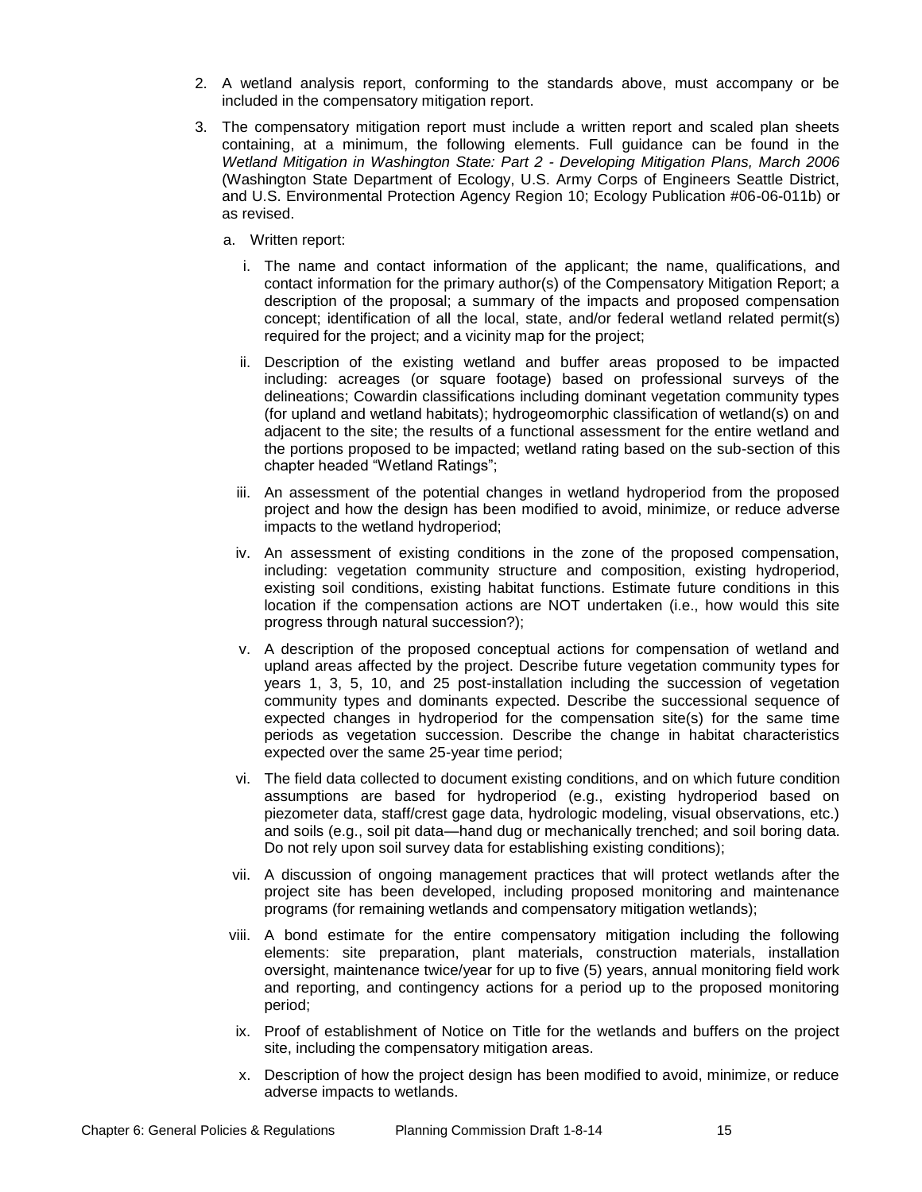2. A wetland analysis report, conforming to the standards above, must accompany or be included in the compensatory mitigation report.

3. The compensatory mitigation report must include a written report and scaled plan sheets containing, at a minimum, the following elements. Full guidance can be found in the *Wetland Mitigation in Washington State: Part 2 - Developing Mitigation Plans, March 2006* (Washington State Department of Ecology, U.S. Army Corps of Engineers Seattle District, and U.S. Environmental Protection Agency Region 10; Ecology Publication #06-06-011b) or as revised.

   a. Written report:

      i. The name and contact information of the applicant; the name, qualifications, and contact information for the primary author(s) of the Compensatory Mitigation Report; a description of the proposal; a summary of the impacts and proposed compensation concept; identification of all the local, state, and/or federal wetland related permit(s) required for the project; and a vicinity map for the project;

      ii. Description of the existing wetland and buffer areas proposed to be impacted including: acreages (or square footage) based on professional surveys of the delineations; Cowardin classifications including dominant vegetation community types (for upland and wetland habitats); hydrogeomorphic classification of wetland(s) on and adjacent to the site; the results of a functional assessment for the entire wetland and the portions proposed to be impacted; wetland rating based on the sub-section of this chapter headed "Wetland Ratings";

      iii. An assessment of the potential changes in wetland hydroperiod from the proposed project and how the design has been modified to avoid, minimize, or reduce adverse impacts to the wetland hydroperiod;

      iv. An assessment of existing conditions in the zone of the proposed compensation, including: vegetation community structure and composition, existing hydroperiod, existing soil conditions, existing habitat functions. Estimate future conditions in this location if the compensation actions are NOT undertaken (i.e., how would this site progress through natural succession?);

      v. A description of the proposed conceptual actions for compensation of wetland and upland areas affected by the project. Describe future vegetation community types for years 1, 3, 5, 10, and 25 post-installation including the succession of vegetation community types and dominants expected. Describe the successional sequence of expected changes in hydroperiod for the compensation site(s) for the same time periods as vegetation succession. Describe the change in habitat characteristics expected over the same 25-year time period;

      vi. The field data collected to document existing conditions, and on which future condition assumptions are based for hydroperiod (e.g., existing hydroperiod based on piezometer data, staff/crest gage data, hydrologic modeling, visual observations, etc.) and soils (e.g., soil pit data—hand dug or mechanically trenched; and soil boring data. Do not rely upon soil survey data for establishing existing conditions);

      vii. A discussion of ongoing management practices that will protect wetlands after the project site has been developed, including proposed monitoring and maintenance programs (for remaining wetlands and compensatory mitigation wetlands);

      viii. A bond estimate for the entire compensatory mitigation including the following elements: site preparation, plant materials, construction materials, installation oversight, maintenance twice/year for up to five (5) years, annual monitoring field work and reporting, and contingency actions for a period up to the proposed monitoring period;

      ix. Proof of establishment of Notice on Title for the wetlands and buffers on the project site, including the compensatory mitigation areas.

      x. Description of how the project design has been modified to avoid, minimize, or reduce adverse impacts to wetlands.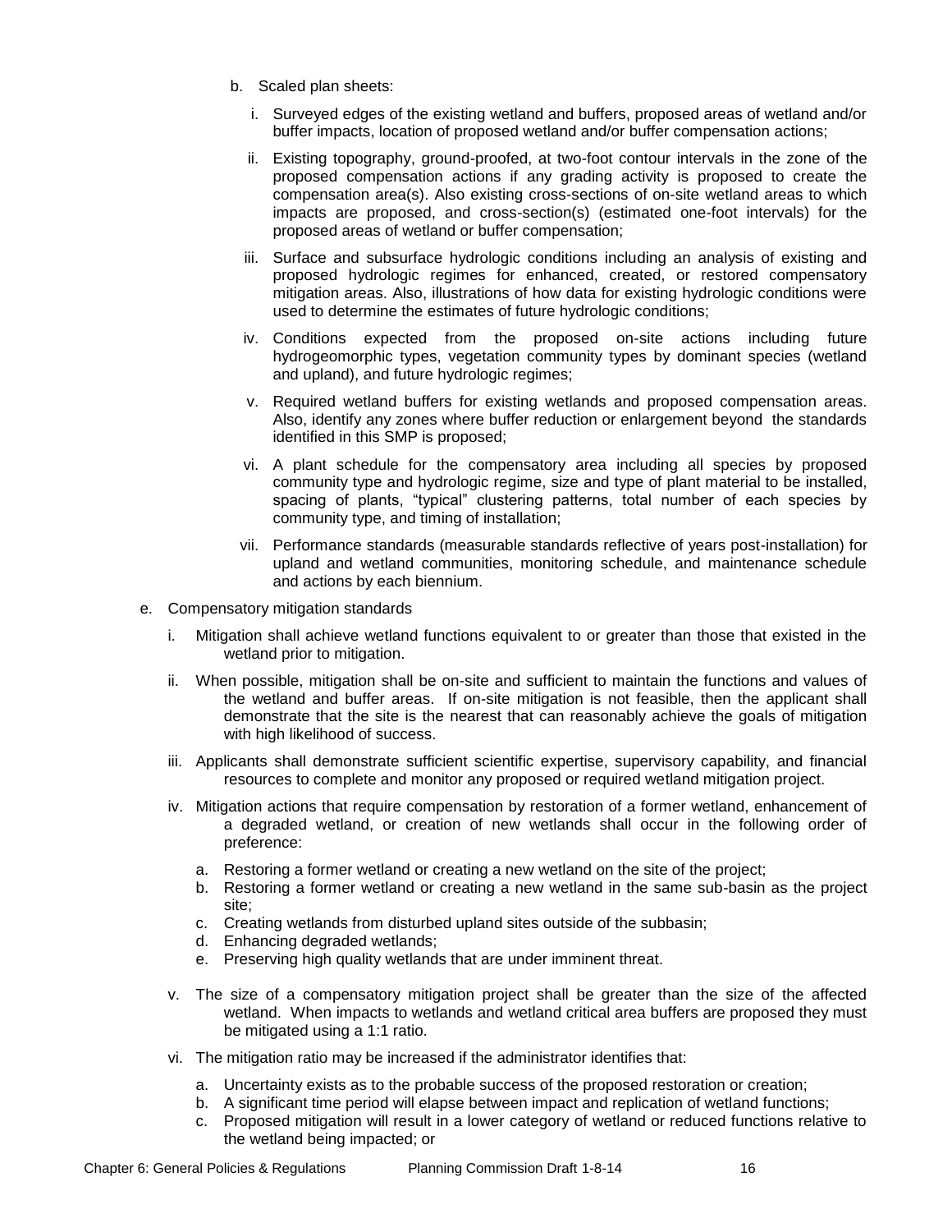b. Scaled plan sheets:

   i. Surveyed edges of the existing wetland and buffers, proposed areas of wetland and/or buffer impacts, location of proposed wetland and/or buffer compensation actions;

   ii. Existing topography, ground-proofed, at two-foot contour intervals in the zone of the proposed compensation actions if any grading activity is proposed to create the compensation area(s). Also existing cross-sections of on-site wetland areas to which impacts are proposed, and cross-section(s) (estimated one-foot intervals) for the proposed areas of wetland or buffer compensation;

   iii. Surface and subsurface hydrologic conditions including an analysis of existing and proposed hydrologic regimes for enhanced, created, or restored compensatory mitigation areas. Also, illustrations of how data for existing hydrologic conditions were used to determine the estimates of future hydrologic conditions;

   iv. Conditions expected from the proposed on-site actions including future hydrogeomorphic types, vegetation community types by dominant species (wetland and upland), and future hydrologic regimes;

   v. Required wetland buffers for existing wetlands and proposed compensation areas. Also, identify any zones where buffer reduction or enlargement beyond the standards identified in this SMP is proposed;

   vi. A plant schedule for the compensatory area including all species by proposed community type and hydrologic regime, size and type of plant material to be installed, spacing of plants, "typical" clustering patterns, total number of each species by community type, and timing of installation;

   vii. Performance standards (measurable standards reflective of years post-installation) for upland and wetland communities, monitoring schedule, and maintenance schedule and actions by each biennium.

e. Compensatory mitigation standards

   i. Mitigation shall achieve wetland functions equivalent to or greater than those that existed in the wetland prior to mitigation.

   ii. When possible, mitigation shall be on-site and sufficient to maintain the functions and values of the wetland and buffer areas. If on-site mitigation is not feasible, then the applicant shall demonstrate that the site is the nearest that can reasonably achieve the goals of mitigation with high likelihood of success.

   iii. Applicants shall demonstrate sufficient scientific expertise, supervisory capability, and financial resources to complete and monitor any proposed or required wetland mitigation project.

   iv. Mitigation actions that require compensation by restoration of a former wetland, enhancement of a degraded wetland, or creation of new wetlands shall occur in the following order of preference:

      a. Restoring a former wetland or creating a new wetland on the site of the project;
      b. Restoring a former wetland or creating a new wetland in the same sub-basin as the project site;
      c. Creating wetlands from disturbed upland sites outside of the subbasin;
      d. Enhancing degraded wetlands;
      e. Preserving high quality wetlands that are under imminent threat.

   v. The size of a compensatory mitigation project shall be greater than the size of the affected wetland. When impacts to wetlands and wetland critical area buffers are proposed they must be mitigated using a 1:1 ratio.

   vi. The mitigation ratio may be increased if the administrator identifies that:

      a. Uncertainty exists as to the probable success of the proposed restoration or creation;
      b. A significant time period will elapse between impact and replication of wetland functions;
      c. Proposed mitigation will result in a lower category of wetland or reduced functions relative to the wetland being impacted; or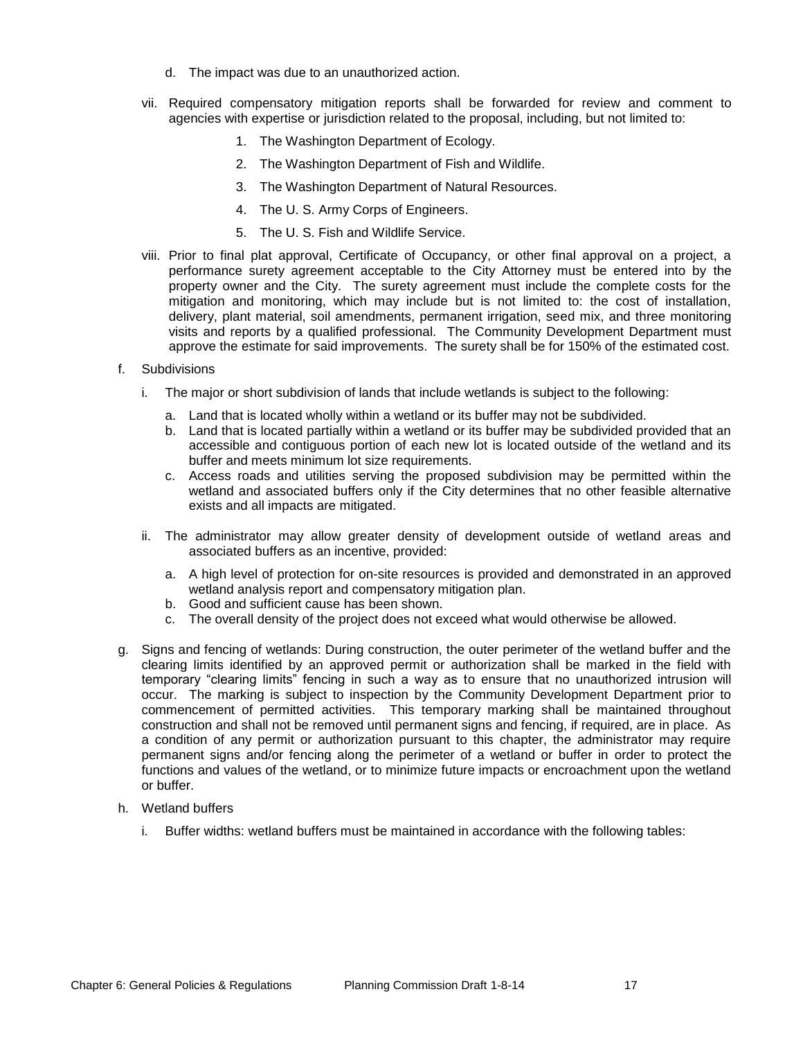d. The impact was due to an unauthorized action.

vii. Required compensatory mitigation reports shall be forwarded for review and comment to agencies with expertise or jurisdiction related to the proposal, including, but not limited to:

1. The Washington Department of Ecology.
2. The Washington Department of Fish and Wildlife.
3. The Washington Department of Natural Resources.
4. The U. S. Army Corps of Engineers.
5. The U. S. Fish and Wildlife Service.

viii. Prior to final plat approval, Certificate of Occupancy, or other final approval on a project, a performance surety agreement acceptable to the City Attorney must be entered into by the property owner and the City. The surety agreement must include the complete costs for the mitigation and monitoring, which may include but is not limited to: the cost of installation, delivery, plant material, soil amendments, permanent irrigation, seed mix, and three monitoring visits and reports by a qualified professional. The Community Development Department must approve the estimate for said improvements. The surety shall be for 150% of the estimated cost.

f. Subdivisions

i. The major or short subdivision of lands that include wetlands is subject to the following:

a. Land that is located wholly within a wetland or its buffer may not be subdivided.
b. Land that is located partially within a wetland or its buffer may be subdivided provided that an accessible and contiguous portion of each new lot is located outside of the wetland and its buffer and meets minimum lot size requirements.
c. Access roads and utilities serving the proposed subdivision may be permitted within the wetland and associated buffers only if the City determines that no other feasible alternative exists and all impacts are mitigated.

ii. The administrator may allow greater density of development outside of wetland areas and associated buffers as an incentive, provided:

a. A high level of protection for on-site resources is provided and demonstrated in an approved wetland analysis report and compensatory mitigation plan.
b. Good and sufficient cause has been shown.
c. The overall density of the project does not exceed what would otherwise be allowed.

g. Signs and fencing of wetlands: During construction, the outer perimeter of the wetland buffer and the clearing limits identified by an approved permit or authorization shall be marked in the field with temporary "clearing limits" fencing in such a way as to ensure that no unauthorized intrusion will occur. The marking is subject to inspection by the Community Development Department prior to commencement of permitted activities. This temporary marking shall be maintained throughout construction and shall not be removed until permanent signs and fencing, if required, are in place. As a condition of any permit or authorization pursuant to this chapter, the administrator may require permanent signs and/or fencing along the perimeter of a wetland or buffer in order to protect the functions and values of the wetland, or to minimize future impacts or encroachment upon the wetland or buffer.

h. Wetland buffers

i. Buffer widths: wetland buffers must be maintained in accordance with the following tables: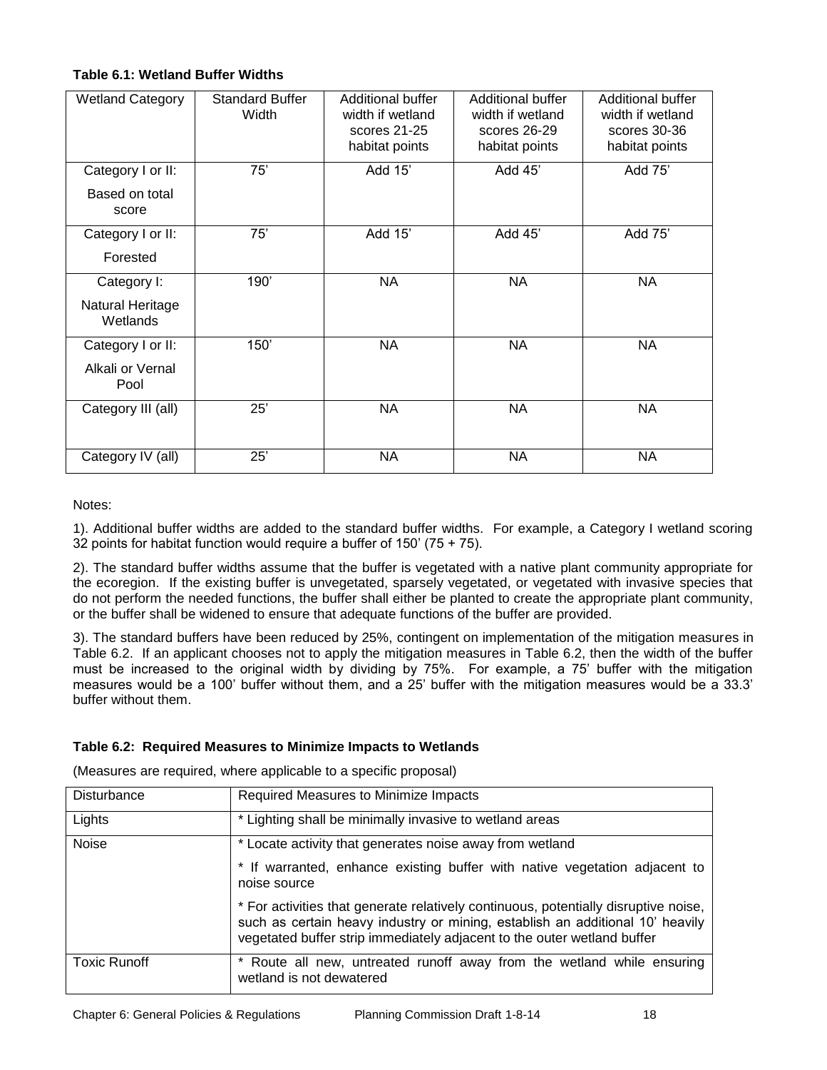**Table 6.1: Wetland Buffer Widths**

| Wetland Category | Standard Buffer Width | Additional buffer width if wetland scores 21-25 habitat points | Additional buffer width if wetland scores 26-29 habitat points | Additional buffer width if wetland scores 30-36 habitat points |
|---|---|---|---|---|
| Category I or II: Based on total score | 75' | Add 15' | Add 45' | Add 75' |
| Category I or II: Forested | 75' | Add 15' | Add 45' | Add 75' |
| Category I: Natural Heritage Wetlands | 190' | NA | NA | NA |
| Category I or II: Alkali or Vernal Pool | 150' | NA | NA | NA |
| Category III (all) | 25' | NA | NA | NA |
| Category IV (all) | 25' | NA | NA | NA |

Notes:

1). Additional buffer widths are added to the standard buffer widths. For example, a Category I wetland scoring 32 points for habitat function would require a buffer of 150' (75 + 75).

2). The standard buffer widths assume that the buffer is vegetated with a native plant community appropriate for the ecoregion. If the existing buffer is unvegetated, sparsely vegetated, or vegetated with invasive species that do not perform the needed functions, the buffer shall either be planted to create the appropriate plant community, or the buffer shall be widened to ensure that adequate functions of the buffer are provided.

3). The standard buffers have been reduced by 25%, contingent on implementation of the mitigation measures in Table 6.2. If an applicant chooses not to apply the mitigation measures in Table 6.2, then the width of the buffer must be increased to the original width by dividing by 75%. For example, a 75' buffer with the mitigation measures would be a 100' buffer without them, and a 25' buffer with the mitigation measures would be a 33.3' buffer without them.

**Table 6.2: Required Measures to Minimize Impacts to Wetlands**

(Measures are required, where applicable to a specific proposal)

| Disturbance | Required Measures to Minimize Impacts |
|---|---|
| Lights | * Lighting shall be minimally invasive to wetland areas |
| Noise | * Locate activity that generates noise away from wetland<br>* If warranted, enhance existing buffer with native vegetation adjacent to noise source<br>* For activities that generate relatively continuous, potentially disruptive noise, such as certain heavy industry or mining, establish an additional 10' heavily vegetated buffer strip immediately adjacent to the outer wetland buffer |
| Toxic Runoff | * Route all new, untreated runoff away from the wetland while ensuring wetland is not dewatered |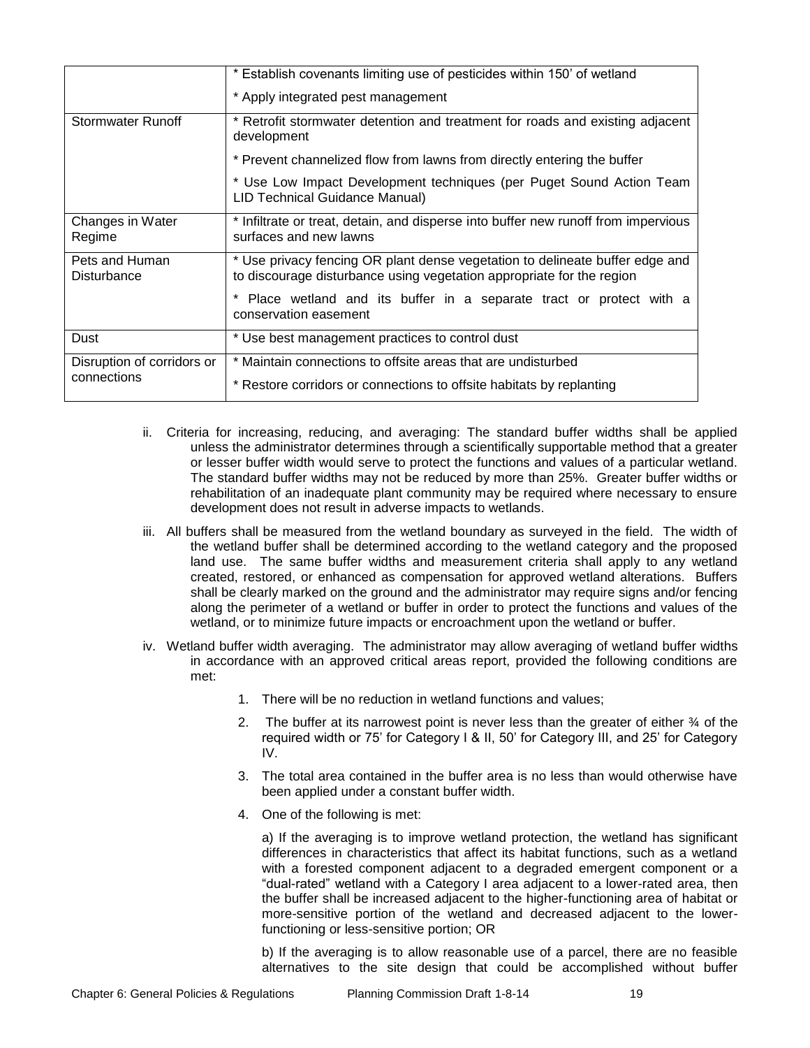| | |
|---|---|
| | * Establish covenants limiting use of pesticides within 150' of wetland<br>* Apply integrated pest management |
| Stormwater Runoff | * Retrofit stormwater detention and treatment for roads and existing adjacent development<br>* Prevent channelized flow from lawns from directly entering the buffer<br>* Use Low Impact Development techniques (per Puget Sound Action Team LID Technical Guidance Manual) |
| Changes in Water Regime | * Infiltrate or treat, detain, and disperse into buffer new runoff from impervious surfaces and new lawns |
| Pets and Human Disturbance | * Use privacy fencing OR plant dense vegetation to delineate buffer edge and to discourage disturbance using vegetation appropriate for the region<br>* Place wetland and its buffer in a separate tract or protect with a conservation easement |
| Dust | * Use best management practices to control dust |
| Disruption of corridors or connections | * Maintain connections to offsite areas that are undisturbed<br>* Restore corridors or connections to offsite habitats by replanting |

ii. Criteria for increasing, reducing, and averaging: The standard buffer widths shall be applied unless the administrator determines through a scientifically supportable method that a greater or lesser buffer width would serve to protect the functions and values of a particular wetland. The standard buffer widths may not be reduced by more than 25%. Greater buffer widths or rehabilitation of an inadequate plant community may be required where necessary to ensure development does not result in adverse impacts to wetlands.

iii. All buffers shall be measured from the wetland boundary as surveyed in the field. The width of the wetland buffer shall be determined according to the wetland category and the proposed land use. The same buffer widths and measurement criteria shall apply to any wetland created, restored, or enhanced as compensation for approved wetland alterations. Buffers shall be clearly marked on the ground and the administrator may require signs and/or fencing along the perimeter of a wetland or buffer in order to protect the functions and values of the wetland, or to minimize future impacts or encroachment upon the wetland or buffer.

iv. Wetland buffer width averaging. The administrator may allow averaging of wetland buffer widths in accordance with an approved critical areas report, provided the following conditions are met:

1. There will be no reduction in wetland functions and values;
2. The buffer at its narrowest point is never less than the greater of either ¾ of the required width or 75' for Category I & II, 50' for Category III, and 25' for Category IV.
3. The total area contained in the buffer area is no less than would otherwise have been applied under a constant buffer width.
4. One of the following is met:

   a) If the averaging is to improve wetland protection, the wetland has significant differences in characteristics that affect its habitat functions, such as a wetland with a forested component adjacent to a degraded emergent component or a "dual-rated" wetland with a Category I area adjacent to a lower-rated area, then the buffer shall be increased adjacent to the higher-functioning area of habitat or more-sensitive portion of the wetland and decreased adjacent to the lower-functioning or less-sensitive portion; OR

   b) If the averaging is to allow reasonable use of a parcel, there are no feasible alternatives to the site design that could be accomplished without buffer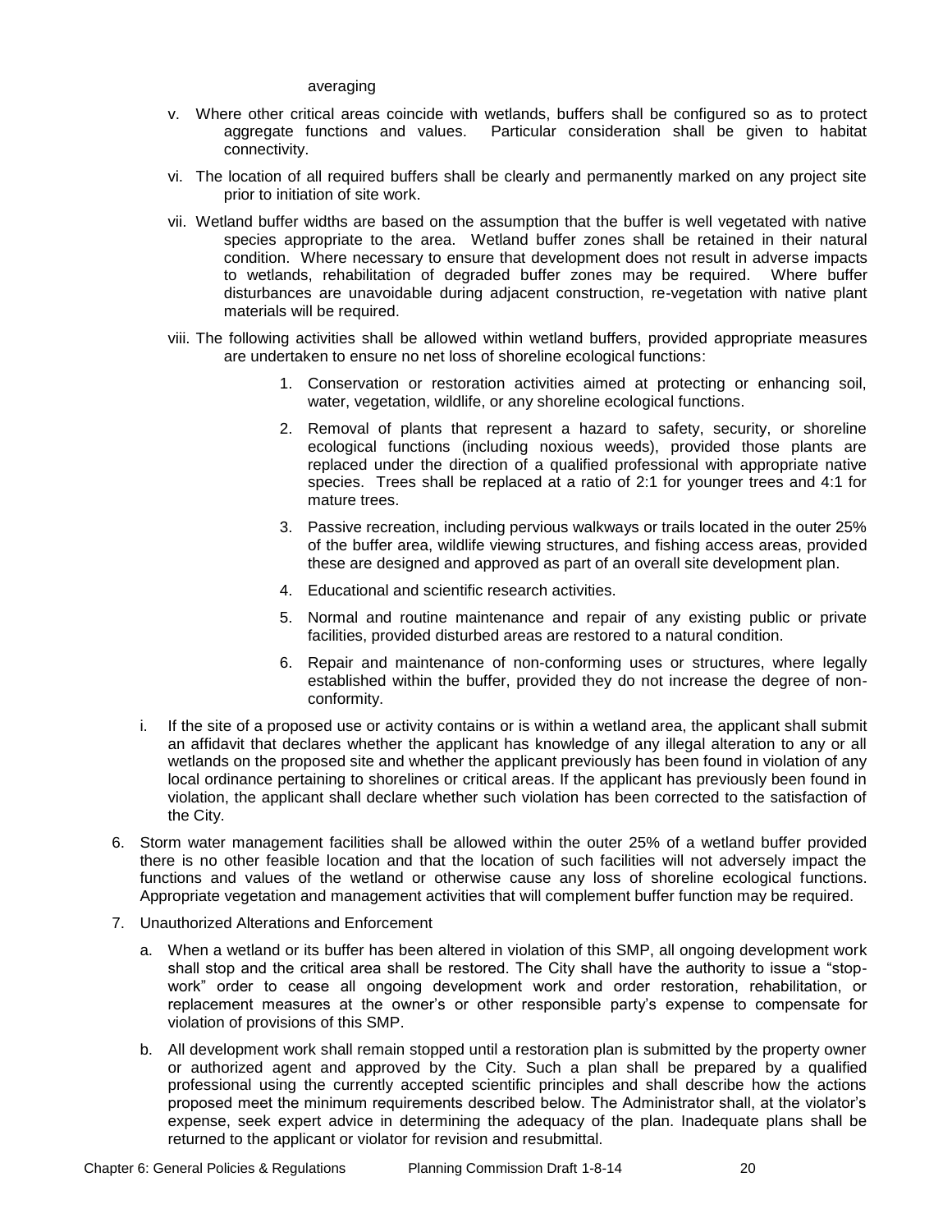averaging

v. Where other critical areas coincide with wetlands, buffers shall be configured so as to protect aggregate functions and values. Particular consideration shall be given to habitat connectivity.

vi. The location of all required buffers shall be clearly and permanently marked on any project site prior to initiation of site work.

vii. Wetland buffer widths are based on the assumption that the buffer is well vegetated with native species appropriate to the area. Wetland buffer zones shall be retained in their natural condition. Where necessary to ensure that development does not result in adverse impacts to wetlands, rehabilitation of degraded buffer zones may be required. Where buffer disturbances are unavoidable during adjacent construction, re-vegetation with native plant materials will be required.

viii. The following activities shall be allowed within wetland buffers, provided appropriate measures are undertaken to ensure no net loss of shoreline ecological functions:

1. Conservation or restoration activities aimed at protecting or enhancing soil, water, vegetation, wildlife, or any shoreline ecological functions.
2. Removal of plants that represent a hazard to safety, security, or shoreline ecological functions (including noxious weeds), provided those plants are replaced under the direction of a qualified professional with appropriate native species. Trees shall be replaced at a ratio of 2:1 for younger trees and 4:1 for mature trees.
3. Passive recreation, including pervious walkways or trails located in the outer 25% of the buffer area, wildlife viewing structures, and fishing access areas, provided these are designed and approved as part of an overall site development plan.
4. Educational and scientific research activities.
5. Normal and routine maintenance and repair of any existing public or private facilities, provided disturbed areas are restored to a natural condition.
6. Repair and maintenance of non-conforming uses or structures, where legally established within the buffer, provided they do not increase the degree of non-conformity.

i. If the site of a proposed use or activity contains or is within a wetland area, the applicant shall submit an affidavit that declares whether the applicant has knowledge of any illegal alteration to any or all wetlands on the proposed site and whether the applicant previously has been found in violation of any local ordinance pertaining to shorelines or critical areas. If the applicant has previously been found in violation, the applicant shall declare whether such violation has been corrected to the satisfaction of the City.

6. Storm water management facilities shall be allowed within the outer 25% of a wetland buffer provided there is no other feasible location and that the location of such facilities will not adversely impact the functions and values of the wetland or otherwise cause any loss of shoreline ecological functions. Appropriate vegetation and management activities that will complement buffer function may be required.

7. Unauthorized Alterations and Enforcement

   a. When a wetland or its buffer has been altered in violation of this SMP, all ongoing development work shall stop and the critical area shall be restored. The City shall have the authority to issue a "stop-work" order to cease all ongoing development work and order restoration, rehabilitation, or replacement measures at the owner's or other responsible party's expense to compensate for violation of provisions of this SMP.

   b. All development work shall remain stopped until a restoration plan is submitted by the property owner or authorized agent and approved by the City. Such a plan shall be prepared by a qualified professional using the currently accepted scientific principles and shall describe how the actions proposed meet the minimum requirements described below. The Administrator shall, at the violator's expense, seek expert advice in determining the adequacy of the plan. Inadequate plans shall be returned to the applicant or violator for revision and resubmittal.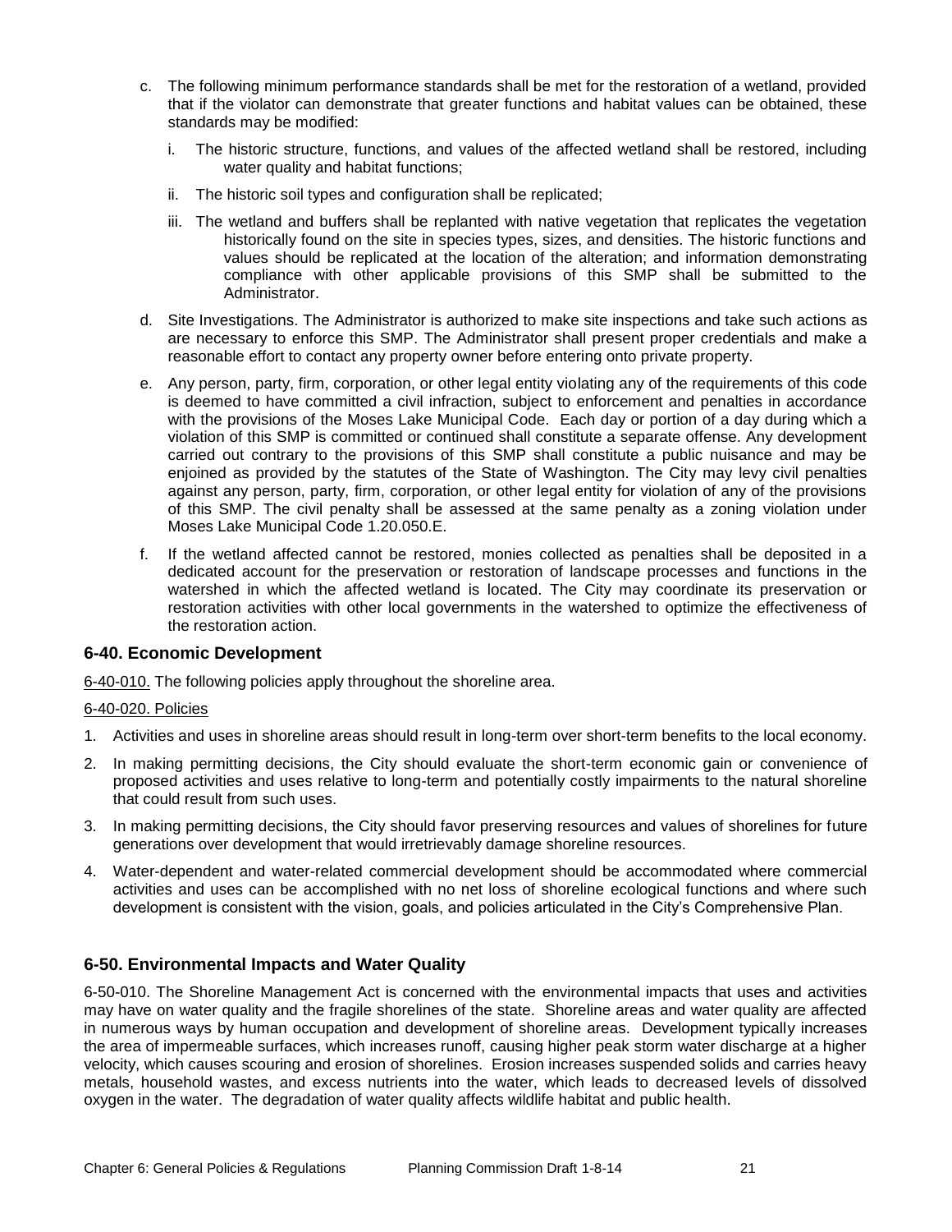c. The following minimum performance standards shall be met for the restoration of a wetland, provided that if the violator can demonstrate that greater functions and habitat values can be obtained, these standards may be modified:

   i. The historic structure, functions, and values of the affected wetland shall be restored, including water quality and habitat functions;

   ii. The historic soil types and configuration shall be replicated;

   iii. The wetland and buffers shall be replanted with native vegetation that replicates the vegetation historically found on the site in species types, sizes, and densities. The historic functions and values should be replicated at the location of the alteration; and information demonstrating compliance with other applicable provisions of this SMP shall be submitted to the Administrator.

d. Site Investigations. The Administrator is authorized to make site inspections and take such actions as are necessary to enforce this SMP. The Administrator shall present proper credentials and make a reasonable effort to contact any property owner before entering onto private property.

e. Any person, party, firm, corporation, or other legal entity violating any of the requirements of this code is deemed to have committed a civil infraction, subject to enforcement and penalties in accordance with the provisions of the Moses Lake Municipal Code. Each day or portion of a day during which a violation of this SMP is committed or continued shall constitute a separate offense. Any development carried out contrary to the provisions of this SMP shall constitute a public nuisance and may be enjoined as provided by the statutes of the State of Washington. The City may levy civil penalties against any person, party, firm, corporation, or other legal entity for violation of any of the provisions of this SMP. The civil penalty shall be assessed at the same penalty as a zoning violation under Moses Lake Municipal Code 1.20.050.E.

f. If the wetland affected cannot be restored, monies collected as penalties shall be deposited in a dedicated account for the preservation or restoration of landscape processes and functions in the watershed in which the affected wetland is located. The City may coordinate its preservation or restoration activities with other local governments in the watershed to optimize the effectiveness of the restoration action.

### 6-40. Economic Development

6-40-010. The following policies apply throughout the shoreline area.

6-40-020. Policies

1. Activities and uses in shoreline areas should result in long-term over short-term benefits to the local economy.
2. In making permitting decisions, the City should evaluate the short-term economic gain or convenience of proposed activities and uses relative to long-term and potentially costly impairments to the natural shoreline that could result from such uses.
3. In making permitting decisions, the City should favor preserving resources and values of shorelines for future generations over development that would irretrievably damage shoreline resources.
4. Water-dependent and water-related commercial development should be accommodated where commercial activities and uses can be accomplished with no net loss of shoreline ecological functions and where such development is consistent with the vision, goals, and policies articulated in the City's Comprehensive Plan.

### 6-50. Environmental Impacts and Water Quality

6-50-010. The Shoreline Management Act is concerned with the environmental impacts that uses and activities may have on water quality and the fragile shorelines of the state. Shoreline areas and water quality are affected in numerous ways by human occupation and development of shoreline areas. Development typically increases the area of impermeable surfaces, which increases runoff, causing higher peak storm water discharge at a higher velocity, which causes scouring and erosion of shorelines. Erosion increases suspended solids and carries heavy metals, household wastes, and excess nutrients into the water, which leads to decreased levels of dissolved oxygen in the water. The degradation of water quality affects wildlife habitat and public health.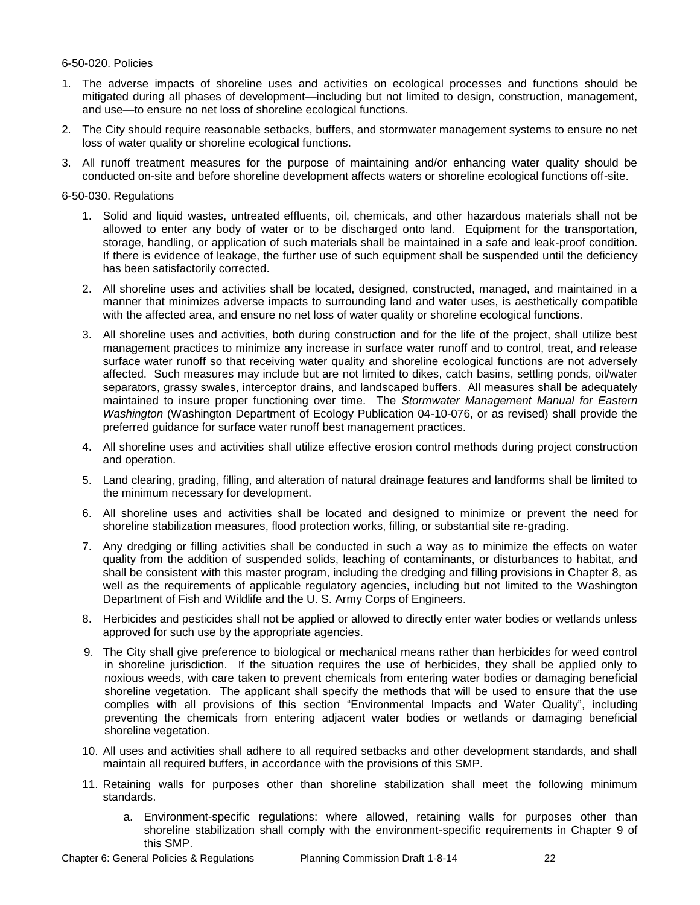6-50-020. Policies

1. The adverse impacts of shoreline uses and activities on ecological processes and functions should be mitigated during all phases of development—including but not limited to design, construction, management, and use—to ensure no net loss of shoreline ecological functions.
2. The City should require reasonable setbacks, buffers, and stormwater management systems to ensure no net loss of water quality or shoreline ecological functions.
3. All runoff treatment measures for the purpose of maintaining and/or enhancing water quality should be conducted on-site and before shoreline development affects waters or shoreline ecological functions off-site.

6-50-030. Regulations

1. Solid and liquid wastes, untreated effluents, oil, chemicals, and other hazardous materials shall not be allowed to enter any body of water or to be discharged onto land. Equipment for the transportation, storage, handling, or application of such materials shall be maintained in a safe and leak-proof condition. If there is evidence of leakage, the further use of such equipment shall be suspended until the deficiency has been satisfactorily corrected.
2. All shoreline uses and activities shall be located, designed, constructed, managed, and maintained in a manner that minimizes adverse impacts to surrounding land and water uses, is aesthetically compatible with the affected area, and ensure no net loss of water quality or shoreline ecological functions.
3. All shoreline uses and activities, both during construction and for the life of the project, shall utilize best management practices to minimize any increase in surface water runoff and to control, treat, and release surface water runoff so that receiving water quality and shoreline ecological functions are not adversely affected. Such measures may include but are not limited to dikes, catch basins, settling ponds, oil/water separators, grassy swales, interceptor drains, and landscaped buffers. All measures shall be adequately maintained to insure proper functioning over time. The *Stormwater Management Manual for Eastern Washington* (Washington Department of Ecology Publication 04-10-076, or as revised) shall provide the preferred guidance for surface water runoff best management practices.
4. All shoreline uses and activities shall utilize effective erosion control methods during project construction and operation.
5. Land clearing, grading, filling, and alteration of natural drainage features and landforms shall be limited to the minimum necessary for development.
6. All shoreline uses and activities shall be located and designed to minimize or prevent the need for shoreline stabilization measures, flood protection works, filling, or substantial site re-grading.
7. Any dredging or filling activities shall be conducted in such a way as to minimize the effects on water quality from the addition of suspended solids, leaching of contaminants, or disturbances to habitat, and shall be consistent with this master program, including the dredging and filling provisions in Chapter 8, as well as the requirements of applicable regulatory agencies, including but not limited to the Washington Department of Fish and Wildlife and the U. S. Army Corps of Engineers.
8. Herbicides and pesticides shall not be applied or allowed to directly enter water bodies or wetlands unless approved for such use by the appropriate agencies.
9. The City shall give preference to biological or mechanical means rather than herbicides for weed control in shoreline jurisdiction. If the situation requires the use of herbicides, they shall be applied only to noxious weeds, with care taken to prevent chemicals from entering water bodies or damaging beneficial shoreline vegetation. The applicant shall specify the methods that will be used to ensure that the use complies with all provisions of this section "Environmental Impacts and Water Quality", including preventing the chemicals from entering adjacent water bodies or wetlands or damaging beneficial shoreline vegetation.
10. All uses and activities shall adhere to all required setbacks and other development standards, and shall maintain all required buffers, in accordance with the provisions of this SMP.
11. Retaining walls for purposes other than shoreline stabilization shall meet the following minimum standards.
    a. Environment-specific regulations: where allowed, retaining walls for purposes other than shoreline stabilization shall comply with the environment-specific requirements in Chapter 9 of this SMP.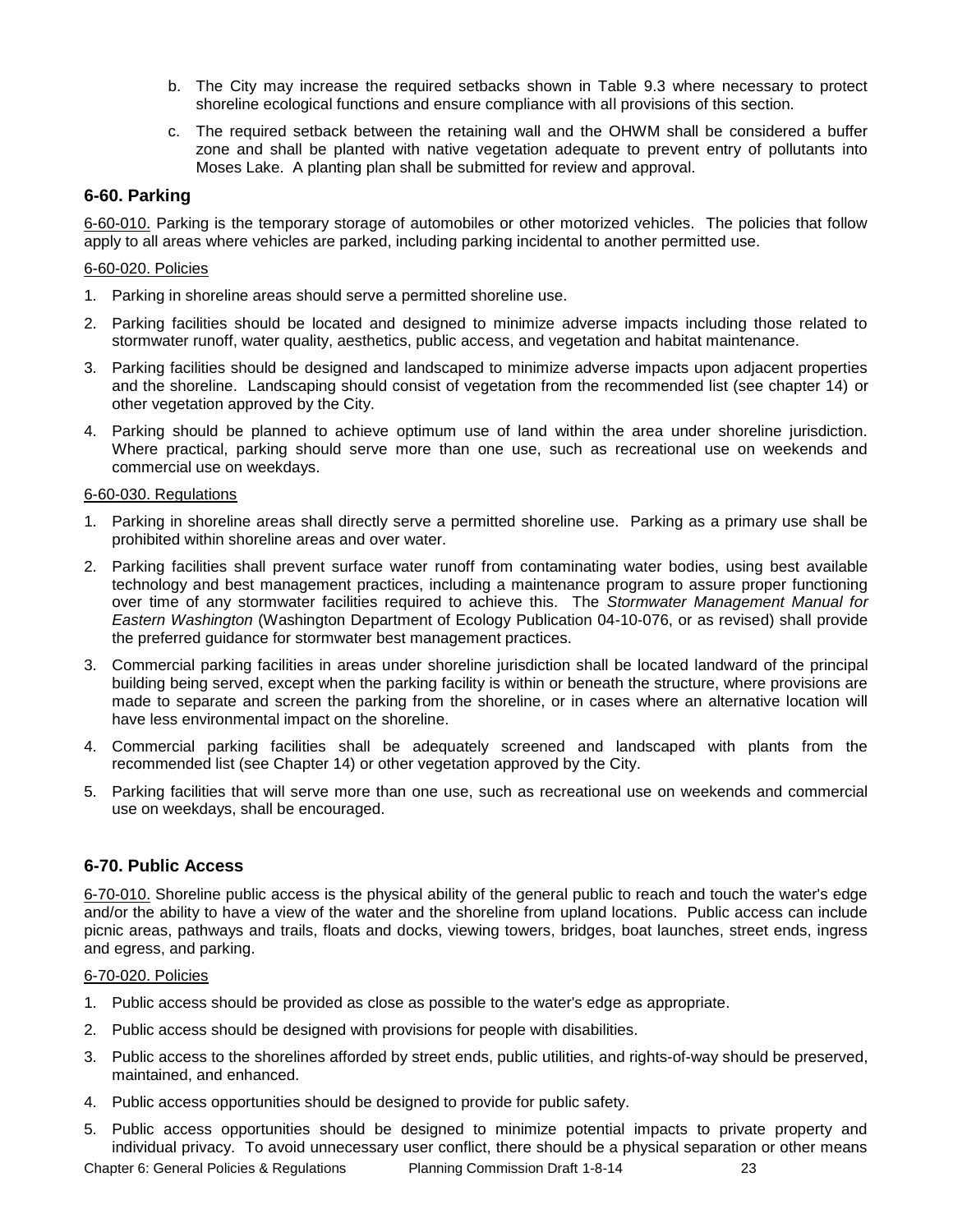b. The City may increase the required setbacks shown in Table 9.3 where necessary to protect shoreline ecological functions and ensure compliance with all provisions of this section.

c. The required setback between the retaining wall and the OHWM shall be considered a buffer zone and shall be planted with native vegetation adequate to prevent entry of pollutants into Moses Lake. A planting plan shall be submitted for review and approval.

### 6-60. Parking

6-60-010. Parking is the temporary storage of automobiles or other motorized vehicles. The policies that follow apply to all areas where vehicles are parked, including parking incidental to another permitted use.

6-60-020. Policies

1. Parking in shoreline areas should serve a permitted shoreline use.
2. Parking facilities should be located and designed to minimize adverse impacts including those related to stormwater runoff, water quality, aesthetics, public access, and vegetation and habitat maintenance.
3. Parking facilities should be designed and landscaped to minimize adverse impacts upon adjacent properties and the shoreline. Landscaping should consist of vegetation from the recommended list (see chapter 14) or other vegetation approved by the City.
4. Parking should be planned to achieve optimum use of land within the area under shoreline jurisdiction. Where practical, parking should serve more than one use, such as recreational use on weekends and commercial use on weekdays.

6-60-030. Regulations

1. Parking in shoreline areas shall directly serve a permitted shoreline use. Parking as a primary use shall be prohibited within shoreline areas and over water.
2. Parking facilities shall prevent surface water runoff from contaminating water bodies, using best available technology and best management practices, including a maintenance program to assure proper functioning over time of any stormwater facilities required to achieve this. The *Stormwater Management Manual for Eastern Washington* (Washington Department of Ecology Publication 04-10-076, or as revised) shall provide the preferred guidance for stormwater best management practices.
3. Commercial parking facilities in areas under shoreline jurisdiction shall be located landward of the principal building being served, except when the parking facility is within or beneath the structure, where provisions are made to separate and screen the parking from the shoreline, or in cases where an alternative location will have less environmental impact on the shoreline.
4. Commercial parking facilities shall be adequately screened and landscaped with plants from the recommended list (see Chapter 14) or other vegetation approved by the City.
5. Parking facilities that will serve more than one use, such as recreational use on weekends and commercial use on weekdays, shall be encouraged.

### 6-70. Public Access

6-70-010. Shoreline public access is the physical ability of the general public to reach and touch the water's edge and/or the ability to have a view of the water and the shoreline from upland locations. Public access can include picnic areas, pathways and trails, floats and docks, viewing towers, bridges, boat launches, street ends, ingress and egress, and parking.

6-70-020. Policies

1. Public access should be provided as close as possible to the water's edge as appropriate.
2. Public access should be designed with provisions for people with disabilities.
3. Public access to the shorelines afforded by street ends, public utilities, and rights-of-way should be preserved, maintained, and enhanced.
4. Public access opportunities should be designed to provide for public safety.
5. Public access opportunities should be designed to minimize potential impacts to private property and individual privacy. To avoid unnecessary user conflict, there should be a physical separation or other means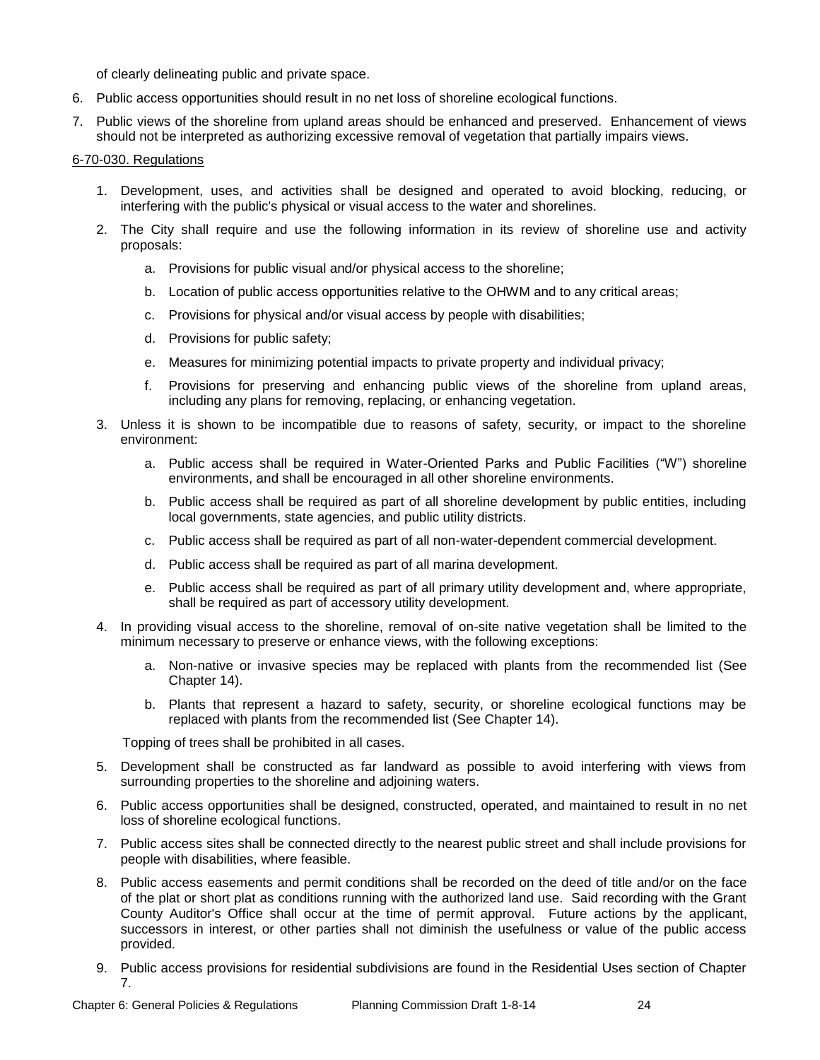of clearly delineating public and private space.

6. Public access opportunities should result in no net loss of shoreline ecological functions.
7. Public views of the shoreline from upland areas should be enhanced and preserved. Enhancement of views should not be interpreted as authorizing excessive removal of vegetation that partially impairs views.

<u>6-70-030. Regulations</u>

1. Development, uses, and activities shall be designed and operated to avoid blocking, reducing, or interfering with the public's physical or visual access to the water and shorelines.
2. The City shall require and use the following information in its review of shoreline use and activity proposals:
   a. Provisions for public visual and/or physical access to the shoreline;
   b. Location of public access opportunities relative to the OHWM and to any critical areas;
   c. Provisions for physical and/or visual access by people with disabilities;
   d. Provisions for public safety;
   e. Measures for minimizing potential impacts to private property and individual privacy;
   f. Provisions for preserving and enhancing public views of the shoreline from upland areas, including any plans for removing, replacing, or enhancing vegetation.
3. Unless it is shown to be incompatible due to reasons of safety, security, or impact to the shoreline environment:
   a. Public access shall be required in Water-Oriented Parks and Public Facilities ("W") shoreline environments, and shall be encouraged in all other shoreline environments.
   b. Public access shall be required as part of all shoreline development by public entities, including local governments, state agencies, and public utility districts.
   c. Public access shall be required as part of all non-water-dependent commercial development.
   d. Public access shall be required as part of all marina development.
   e. Public access shall be required as part of all primary utility development and, where appropriate, shall be required as part of accessory utility development.
4. In providing visual access to the shoreline, removal of on-site native vegetation shall be limited to the minimum necessary to preserve or enhance views, with the following exceptions:
   a. Non-native or invasive species may be replaced with plants from the recommended list (See Chapter 14).
   b. Plants that represent a hazard to safety, security, or shoreline ecological functions may be replaced with plants from the recommended list (See Chapter 14).

   Topping of trees shall be prohibited in all cases.
5. Development shall be constructed as far landward as possible to avoid interfering with views from surrounding properties to the shoreline and adjoining waters.
6. Public access opportunities shall be designed, constructed, operated, and maintained to result in no net loss of shoreline ecological functions.
7. Public access sites shall be connected directly to the nearest public street and shall include provisions for people with disabilities, where feasible.
8. Public access easements and permit conditions shall be recorded on the deed of title and/or on the face of the plat or short plat as conditions running with the authorized land use. Said recording with the Grant County Auditor's Office shall occur at the time of permit approval. Future actions by the applicant, successors in interest, or other parties shall not diminish the usefulness or value of the public access provided.
9. Public access provisions for residential subdivisions are found in the Residential Uses section of Chapter 7.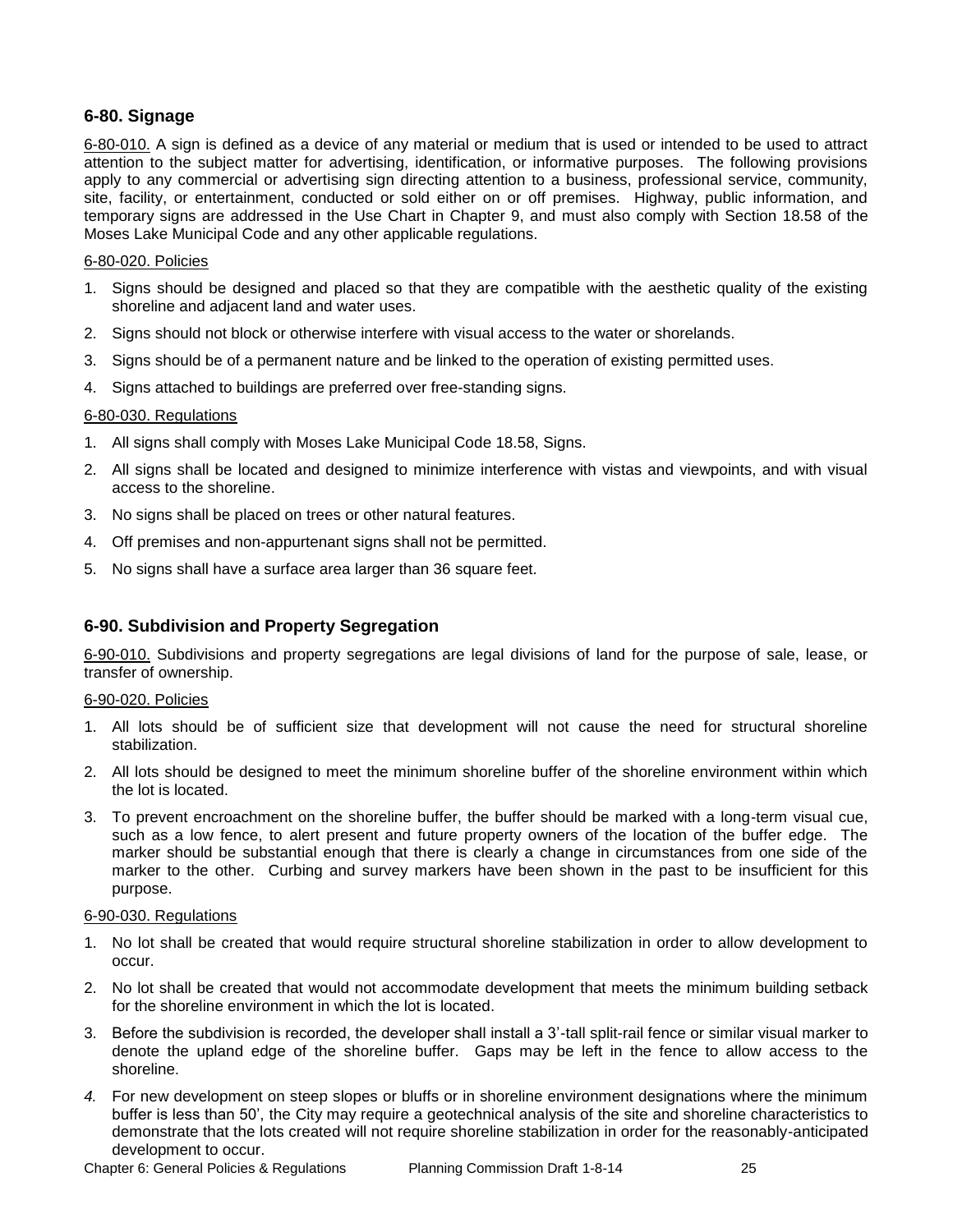### 6-80. Signage

6-80-010. A sign is defined as a device of any material or medium that is used or intended to be used to attract attention to the subject matter for advertising, identification, or informative purposes. The following provisions apply to any commercial or advertising sign directing attention to a business, professional service, community, site, facility, or entertainment, conducted or sold either on or off premises. Highway, public information, and temporary signs are addressed in the Use Chart in Chapter 9, and must also comply with Section 18.58 of the Moses Lake Municipal Code and any other applicable regulations.

6-80-020. Policies

1. Signs should be designed and placed so that they are compatible with the aesthetic quality of the existing shoreline and adjacent land and water uses.
2. Signs should not block or otherwise interfere with visual access to the water or shorelands.
3. Signs should be of a permanent nature and be linked to the operation of existing permitted uses.
4. Signs attached to buildings are preferred over free-standing signs.

6-80-030. Regulations

1. All signs shall comply with Moses Lake Municipal Code 18.58, Signs.
2. All signs shall be located and designed to minimize interference with vistas and viewpoints, and with visual access to the shoreline.
3. No signs shall be placed on trees or other natural features.
4. Off premises and non-appurtenant signs shall not be permitted.
5. No signs shall have a surface area larger than 36 square feet.

### 6-90. Subdivision and Property Segregation

6-90-010. Subdivisions and property segregations are legal divisions of land for the purpose of sale, lease, or transfer of ownership.

6-90-020. Policies

1. All lots should be of sufficient size that development will not cause the need for structural shoreline stabilization.
2. All lots should be designed to meet the minimum shoreline buffer of the shoreline environment within which the lot is located.
3. To prevent encroachment on the shoreline buffer, the buffer should be marked with a long-term visual cue, such as a low fence, to alert present and future property owners of the location of the buffer edge. The marker should be substantial enough that there is clearly a change in circumstances from one side of the marker to the other. Curbing and survey markers have been shown in the past to be insufficient for this purpose.

6-90-030. Regulations

1. No lot shall be created that would require structural shoreline stabilization in order to allow development to occur.
2. No lot shall be created that would not accommodate development that meets the minimum building setback for the shoreline environment in which the lot is located.
3. Before the subdivision is recorded, the developer shall install a 3'-tall split-rail fence or similar visual marker to denote the upland edge of the shoreline buffer. Gaps may be left in the fence to allow access to the shoreline.
4. For new development on steep slopes or bluffs or in shoreline environment designations where the minimum buffer is less than 50', the City may require a geotechnical analysis of the site and shoreline characteristics to demonstrate that the lots created will not require shoreline stabilization in order for the reasonably-anticipated development to occur.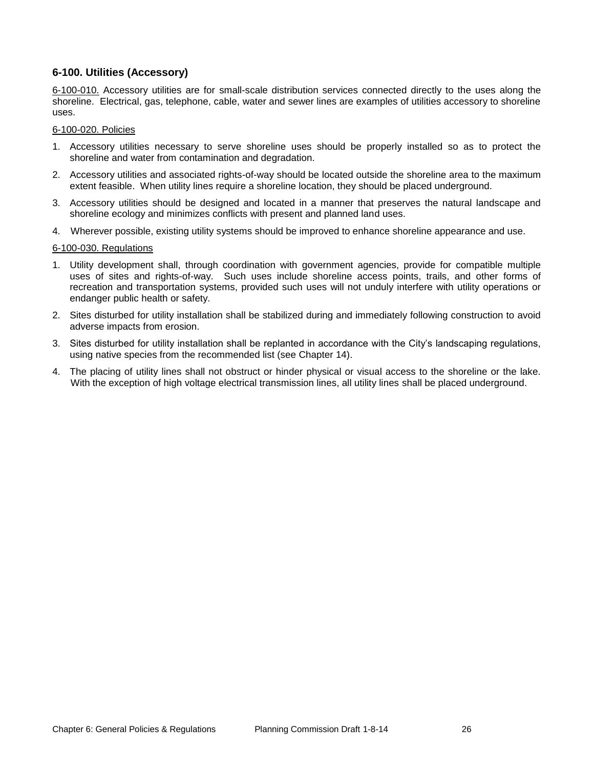## 6-100. Utilities (Accessory)

6-100-010. Accessory utilities are for small-scale distribution services connected directly to the uses along the shoreline. Electrical, gas, telephone, cable, water and sewer lines are examples of utilities accessory to shoreline uses.

6-100-020. Policies

1. Accessory utilities necessary to serve shoreline uses should be properly installed so as to protect the shoreline and water from contamination and degradation.
2. Accessory utilities and associated rights-of-way should be located outside the shoreline area to the maximum extent feasible. When utility lines require a shoreline location, they should be placed underground.
3. Accessory utilities should be designed and located in a manner that preserves the natural landscape and shoreline ecology and minimizes conflicts with present and planned land uses.
4. Wherever possible, existing utility systems should be improved to enhance shoreline appearance and use.

6-100-030. Regulations

1. Utility development shall, through coordination with government agencies, provide for compatible multiple uses of sites and rights-of-way. Such uses include shoreline access points, trails, and other forms of recreation and transportation systems, provided such uses will not unduly interfere with utility operations or endanger public health or safety.
2. Sites disturbed for utility installation shall be stabilized during and immediately following construction to avoid adverse impacts from erosion.
3. Sites disturbed for utility installation shall be replanted in accordance with the City's landscaping regulations, using native species from the recommended list (see Chapter 14).
4. The placing of utility lines shall not obstruct or hinder physical or visual access to the shoreline or the lake. With the exception of high voltage electrical transmission lines, all utility lines shall be placed underground.